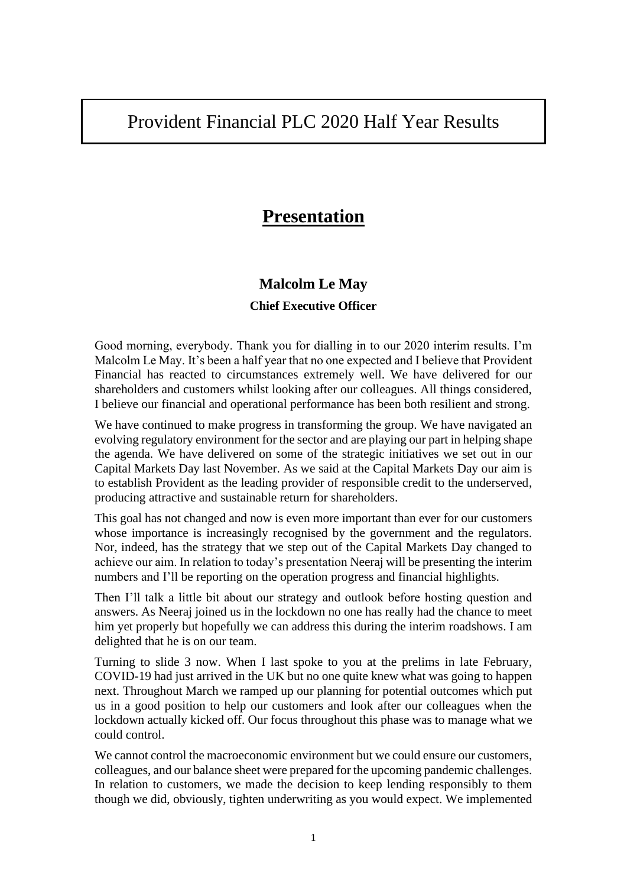# Provident Financial PLC 2020 Half Year Results

## Presentation

### Malcolm Le May

**Chief Executive Officer**

Good morning, everybody. Thank you for dialling in to our 2020 interim results. I'm Malcolm Le May. It's been a half year that no one expected and I believe that Provident Financial has reacted to circumstances extremely well. We have delivered for our shareholders and customers whilst looking after our colleagues. All things considered, I believe our financial and operational performance has been both resilient and strong.

We have continued to make progress in transforming the group. We have navigated an evolving regulatory environment for the sector and are playing our part in helping shape the agenda. We have delivered on some of the strategic initiatives we set out in our Capital Markets Day last November. As we said at the Capital Markets Day our aim is to establish Provident as the leading provider of responsible credit to the underserved, producing attractive and sustainable return for shareholders.

This goal has not changed and now is even more important than ever for our customers whose importance is increasingly recognised by the government and the regulators. Nor, indeed, has the strategy that we step out of the Capital Markets Day changed to achieve our aim. In relation to today's presentation Neeraj will be presenting the interim numbers and I'll be reporting on the operation progress and financial highlights.

Then I'll talk a little bit about our strategy and outlook before hosting question and answers. As Neeraj joined us in the lockdown no one has really had the chance to meet him yet properly but hopefully we can address this during the interim roadshows. I am delighted that he is on our team.

Turning to slide 3 now. When I last spoke to you at the prelims in late February, COVID-19 had just arrived in the UK but no one quite knew what was going to happen next. Throughout March we ramped up our planning for potential outcomes which put us in a good position to help our customers and look after our colleagues when the lockdown actually kicked off. Our focus throughout this phase was to manage what we could control.

We cannot control the macroeconomic environment but we could ensure our customers, colleagues, and our balance sheet were prepared for the upcoming pandemic challenges. In relation to customers, we made the decision to keep lending responsibly to them though we did, obviously, tighten underwriting as you would expect. We implemented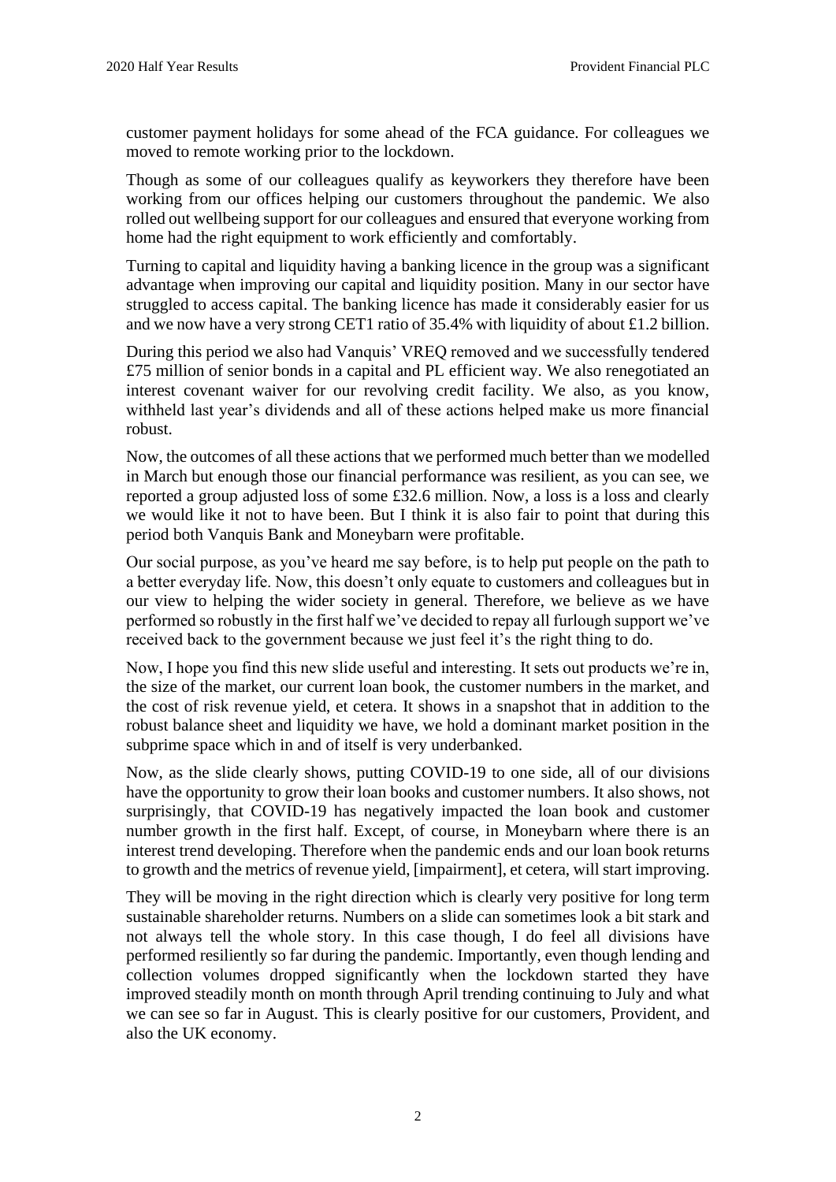customer payment holidays for some ahead of the FCA guidance. For colleagues we moved to remote working prior to the lockdown.

Though as some of our colleagues qualify as keyworkers they therefore have been working from our offices helping our customers throughout the pandemic. We also rolled out wellbeing support for our colleagues and ensured that everyone working from home had the right equipment to work efficiently and comfortably.

Turning to capital and liquidity having a banking licence in the group was a significant advantage when improving our capital and liquidity position. Many in our sector have struggled to access capital. The banking licence has made it considerably easier for us and we now have a very strong CET1 ratio of 35.4% with liquidity of about £1.2 billion.

During this period we also had Vanquis' VREQ removed and we successfully tendered £75 million of senior bonds in a capital and PL efficient way. We also renegotiated an interest covenant waiver for our revolving credit facility. We also, as you know, withheld last year's dividends and all of these actions helped make us more financial robust.

Now, the outcomes of all these actions that we performed much better than we modelled in March but enough those our financial performance was resilient, as you can see, we reported a group adjusted loss of some £32.6 million. Now, a loss is a loss and clearly we would like it not to have been. But I think it is also fair to point that during this period both Vanquis Bank and Moneybarn were profitable.

Our social purpose, as you've heard me say before, is to help put people on the path to a better everyday life. Now, this doesn't only equate to customers and colleagues but in our view to helping the wider society in general. Therefore, we believe as we have performed so robustly in the first half we've decided to repay all furlough support we've received back to the government because we just feel it's the right thing to do.

Now, I hope you find this new slide useful and interesting. It sets out products we're in, the size of the market, our current loan book, the customer numbers in the market, and the cost of risk revenue yield, et cetera. It shows in a snapshot that in addition to the robust balance sheet and liquidity we have, we hold a dominant market position in the subprime space which in and of itself is very underbanked.

Now, as the slide clearly shows, putting COVID-19 to one side, all of our divisions have the opportunity to grow their loan books and customer numbers. It also shows, not surprisingly, that COVID-19 has negatively impacted the loan book and customer number growth in the first half. Except, of course, in Moneybarn where there is an interest trend developing. Therefore when the pandemic ends and our loan book returns to growth and the metrics of revenue yield, [impairment], et cetera, will start improving.

They will be moving in the right direction which is clearly very positive for long term sustainable shareholder returns. Numbers on a slide can sometimes look a bit stark and not always tell the whole story. In this case though, I do feel all divisions have performed resiliently so far during the pandemic. Importantly, even though lending and collection volumes dropped significantly when the lockdown started they have improved steadily month on month through April trending continuing to July and what we can see so far in August. This is clearly positive for our customers, Provident, and also the UK economy.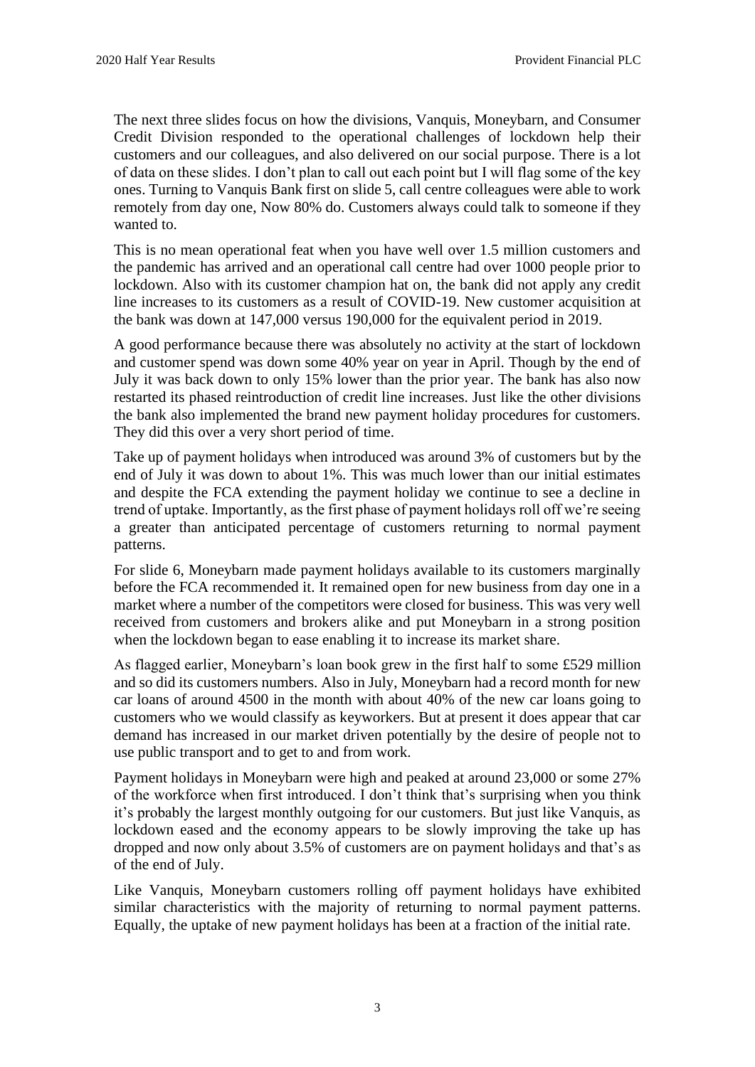The next three slides focus on how the divisions, Vanquis, Moneybarn, and Consumer Credit Division responded to the operational challenges of lockdown help their customers and our colleagues, and also delivered on our social purpose. There is a lot of data on these slides. I don't plan to call out each point but I will flag some of the key ones. Turning to Vanquis Bank first on slide 5, call centre colleagues were able to work remotely from day one, Now 80% do. Customers always could talk to someone if they wanted to.

This is no mean operational feat when you have well over 1.5 million customers and the pandemic has arrived and an operational call centre had over 1000 people prior to lockdown. Also with its customer champion hat on, the bank did not apply any credit line increases to its customers as a result of COVID-19. New customer acquisition at the bank was down at 147,000 versus 190,000 for the equivalent period in 2019.

A good performance because there was absolutely no activity at the start of lockdown and customer spend was down some 40% year on year in April. Though by the end of July it was back down to only 15% lower than the prior year. The bank has also now restarted its phased reintroduction of credit line increases. Just like the other divisions the bank also implemented the brand new payment holiday procedures for customers. They did this over a very short period of time.

Take up of payment holidays when introduced was around 3% of customers but by the end of July it was down to about 1%. This was much lower than our initial estimates and despite the FCA extending the payment holiday we continue to see a decline in trend of uptake. Importantly, as the first phase of payment holidays roll off we're seeing a greater than anticipated percentage of customers returning to normal payment patterns.

For slide 6, Moneybarn made payment holidays available to its customers marginally before the FCA recommended it. It remained open for new business from day one in a market where a number of the competitors were closed for business. This was very well received from customers and brokers alike and put Moneybarn in a strong position when the lockdown began to ease enabling it to increase its market share.

As flagged earlier, Moneybarn's loan book grew in the first half to some £529 million and so did its customers numbers. Also in July, Moneybarn had a record month for new car loans of around 4500 in the month with about 40% of the new car loans going to customers who we would classify as keyworkers. But at present it does appear that car demand has increased in our market driven potentially by the desire of people not to use public transport and to get to and from work.

Payment holidays in Moneybarn were high and peaked at around 23,000 or some 27% of the workforce when first introduced. I don't think that's surprising when you think it's probably the largest monthly outgoing for our customers. But just like Vanquis, as lockdown eased and the economy appears to be slowly improving the take up has dropped and now only about 3.5% of customers are on payment holidays and that's as of the end of July.

Like Vanquis, Moneybarn customers rolling off payment holidays have exhibited similar characteristics with the majority of returning to normal payment patterns. Equally, the uptake of new payment holidays has been at a fraction of the initial rate.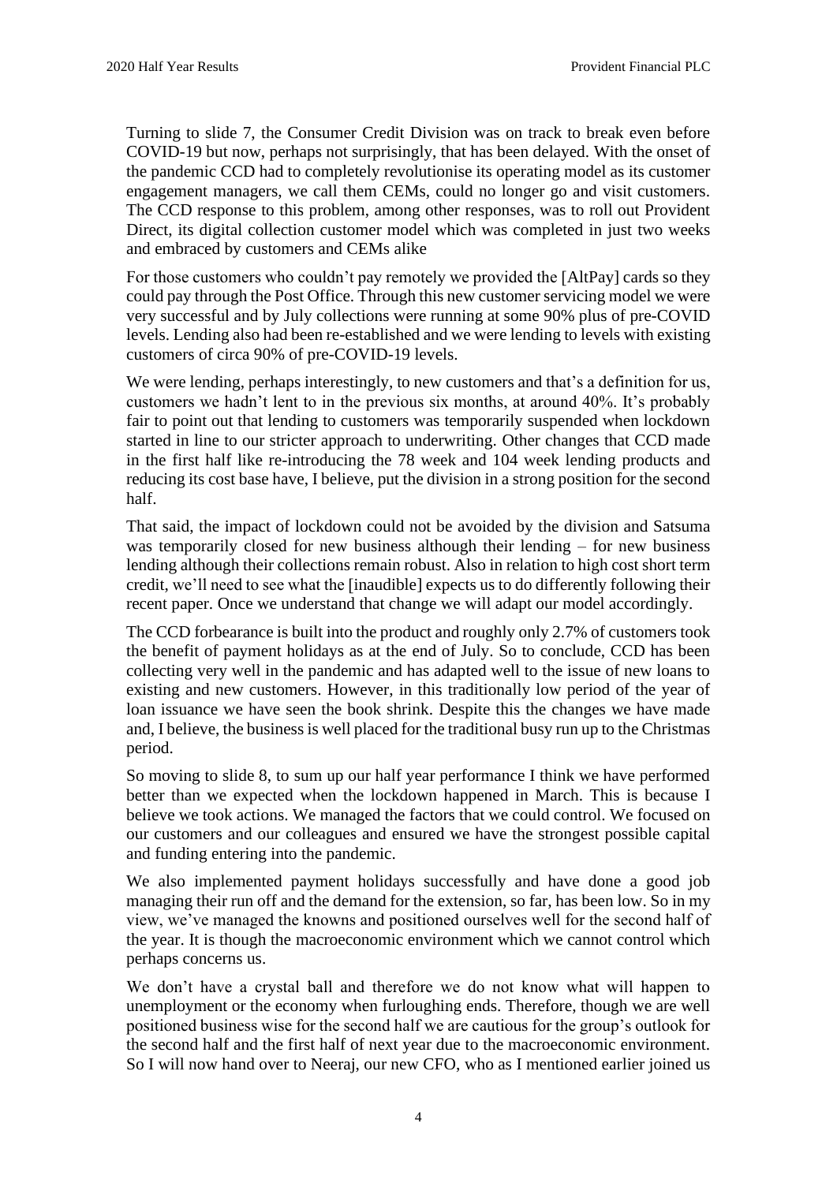Turning to slide 7, the Consumer Credit Division was on track to break even before COVID-19 but now, perhaps not surprisingly, that has been delayed. With the onset of the pandemic CCD had to completely revolutionise its operating model as its customer engagement managers, we call them CEMs, could no longer go and visit customers. The CCD response to this problem, among other responses, was to roll out Provident Direct, its digital collection customer model which was completed in just two weeks and embraced by customers and CEMs alike

For those customers who couldn't pay remotely we provided the [AltPay] cards so they could pay through the Post Office. Through this new customer servicing model we were very successful and by July collections were running at some 90% plus of pre-COVID levels. Lending also had been re-established and we were lending to levels with existing customers of circa 90% of pre-COVID-19 levels.

We were lending, perhaps interestingly, to new customers and that's a definition for us, customers we hadn't lent to in the previous six months, at around 40%. It's probably fair to point out that lending to customers was temporarily suspended when lockdown started in line to our stricter approach to underwriting. Other changes that CCD made in the first half like re-introducing the 78 week and 104 week lending products and reducing its cost base have, I believe, put the division in a strong position for the second half.

That said, the impact of lockdown could not be avoided by the division and Satsuma was temporarily closed for new business although their lending – for new business lending although their collections remain robust. Also in relation to high cost short term credit, we'll need to see what the [inaudible] expects us to do differently following their recent paper. Once we understand that change we will adapt our model accordingly.

The CCD forbearance is built into the product and roughly only 2.7% of customers took the benefit of payment holidays as at the end of July. So to conclude, CCD has been collecting very well in the pandemic and has adapted well to the issue of new loans to existing and new customers. However, in this traditionally low period of the year of loan issuance we have seen the book shrink. Despite this the changes we have made and, I believe, the business is well placed for the traditional busy run up to the Christmas period.

So moving to slide 8, to sum up our half year performance I think we have performed better than we expected when the lockdown happened in March. This is because I believe we took actions. We managed the factors that we could control. We focused on our customers and our colleagues and ensured we have the strongest possible capital and funding entering into the pandemic.

We also implemented payment holidays successfully and have done a good job managing their run off and the demand for the extension, so far, has been low. So in my view, we've managed the knowns and positioned ourselves well for the second half of the year. It is though the macroeconomic environment which we cannot control which perhaps concerns us.

We don't have a crystal ball and therefore we do not know what will happen to unemployment or the economy when furloughing ends. Therefore, though we are well positioned business wise for the second half we are cautious for the group's outlook for the second half and the first half of next year due to the macroeconomic environment. So I will now hand over to Neeraj, our new CFO, who as I mentioned earlier joined us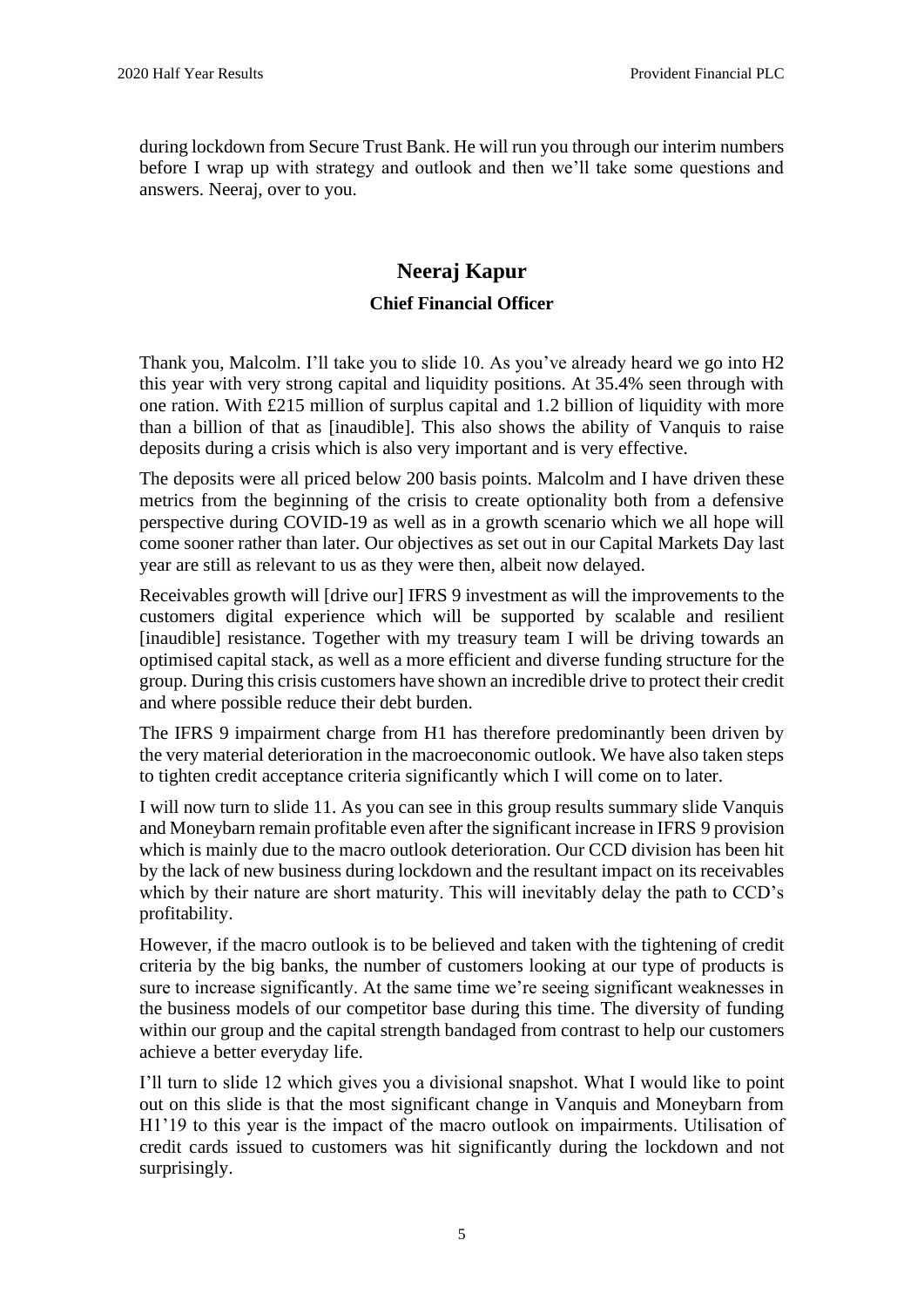during lockdown from Secure Trust Bank. He will run you through our interim numbers before I wrap up with strategy and outlook and then we'll take some questions and answers. Neeraj, over to you.

## Neeraj Kapur

### Chief Financial Officer

Thank you, Malcolm. I'll take you to slide 10. As you've already heard we go into H2 this year with very strong capital and liquidity positions. At 35.4% seen through with one ration. With £215 million of surplus capital and 1.2 billion of liquidity with more than a billion of that as [inaudible]. This also shows the ability of Vanquis to raise deposits during a crisis which is also very important and is very effective.

The deposits were all priced below 200 basis points. Malcolm and I have driven these metrics from the beginning of the crisis to create optionality both from a defensive perspective during COVID-19 as well as in a growth scenario which we all hope will come sooner rather than later. Our objectives as set out in our Capital Markets Day last year are still as relevant to us as they were then, albeit now delayed.

Receivables growth will [drive our] IFRS 9 investment as will the improvements to the customers digital experience which will be supported by scalable and resilient [inaudible] resistance. Together with my treasury team I will be driving towards an optimised capital stack, as well as a more efficient and diverse funding structure for the group. During this crisis customers have shown an incredible drive to protect their credit and where possible reduce their debt burden.

The IFRS 9 impairment charge from H1 has therefore predominantly been driven by the very material deterioration in the macroeconomic outlook. We have also taken steps to tighten credit acceptance criteria significantly which I will come on to later.

I will now turn to slide 11. As you can see in this group results summary slide Vanquis and Moneybarn remain profitable even after the significant increase in IFRS 9 provision which is mainly due to the macro outlook deterioration. Our CCD division has been hit by the lack of new business during lockdown and the resultant impact on its receivables which by their nature are short maturity. This will inevitably delay the path to CCD's profitability.

However, if the macro outlook is to be believed and taken with the tightening of credit criteria by the big banks, the number of customers looking at our type of products is sure to increase significantly. At the same time we're seeing significant weaknesses in the business models of our competitor base during this time. The diversity of funding within our group and the capital strength bandaged from contrast to help our customers achieve a better everyday life.

I'll turn to slide 12 which gives you a divisional snapshot. What I would like to point out on this slide is that the most significant change in Vanquis and Moneybarn from H1'19 to this year is the impact of the macro outlook on impairments. Utilisation of credit cards issued to customers was hit significantly during the lockdown and not surprisingly.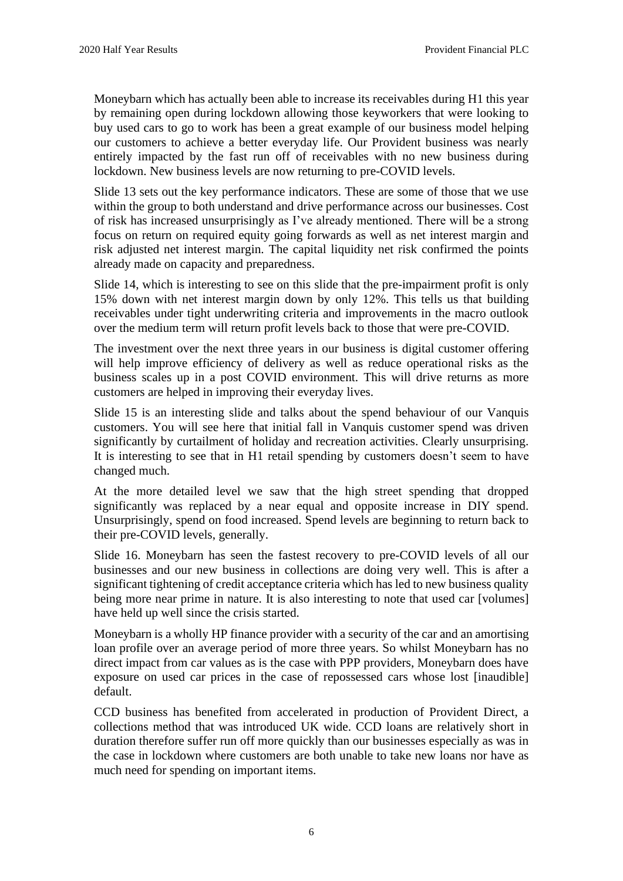Moneybarn which has actually been able to increase its receivables during H1 this year by remaining open during lockdown allowing those keyworkers that were looking to buy used cars to go to work has been a great example of our business model helping our customers to achieve a better everyday life. Our Provident business was nearly entirely impacted by the fast run off of receivables with no new business during lockdown. New business levels are now returning to pre-COVID levels.

Slide 13 sets out the key performance indicators. These are some of those that we use within the group to both understand and drive performance across our businesses. Cost of risk has increased unsurprisingly as I've already mentioned. There will be a strong focus on return on required equity going forwards as well as net interest margin and risk adjusted net interest margin. The capital liquidity net risk confirmed the points already made on capacity and preparedness.

Slide 14, which is interesting to see on this slide that the pre-impairment profit is only 15% down with net interest margin down by only 12%. This tells us that building receivables under tight underwriting criteria and improvements in the macro outlook over the medium term will return profit levels back to those that were pre-COVID.

The investment over the next three years in our business is digital customer offering will help improve efficiency of delivery as well as reduce operational risks as the business scales up in a post COVID environment. This will drive returns as more customers are helped in improving their everyday lives.

Slide 15 is an interesting slide and talks about the spend behaviour of our Vanquis customers. You will see here that initial fall in Vanquis customer spend was driven significantly by curtailment of holiday and recreation activities. Clearly unsurprising. It is interesting to see that in H1 retail spending by customers doesn't seem to have changed much.

At the more detailed level we saw that the high street spending that dropped significantly was replaced by a near equal and opposite increase in DIY spend. Unsurprisingly, spend on food increased. Spend levels are beginning to return back to their pre-COVID levels, generally.

Slide 16. Moneybarn has seen the fastest recovery to pre-COVID levels of all our businesses and our new business in collections are doing very well. This is after a significant tightening of credit acceptance criteria which has led to new business quality being more near prime in nature. It is also interesting to note that used car [volumes] have held up well since the crisis started.

Moneybarn is a wholly HP finance provider with a security of the car and an amortising loan profile over an average period of more three years. So whilst Moneybarn has no direct impact from car values as is the case with PPP providers, Moneybarn does have exposure on used car prices in the case of repossessed cars whose lost [inaudible] default.

CCD business has benefited from accelerated in production of Provident Direct, a collections method that was introduced UK wide. CCD loans are relatively short in duration therefore suffer run off more quickly than our businesses especially as was in the case in lockdown where customers are both unable to take new loans nor have as much need for spending on important items.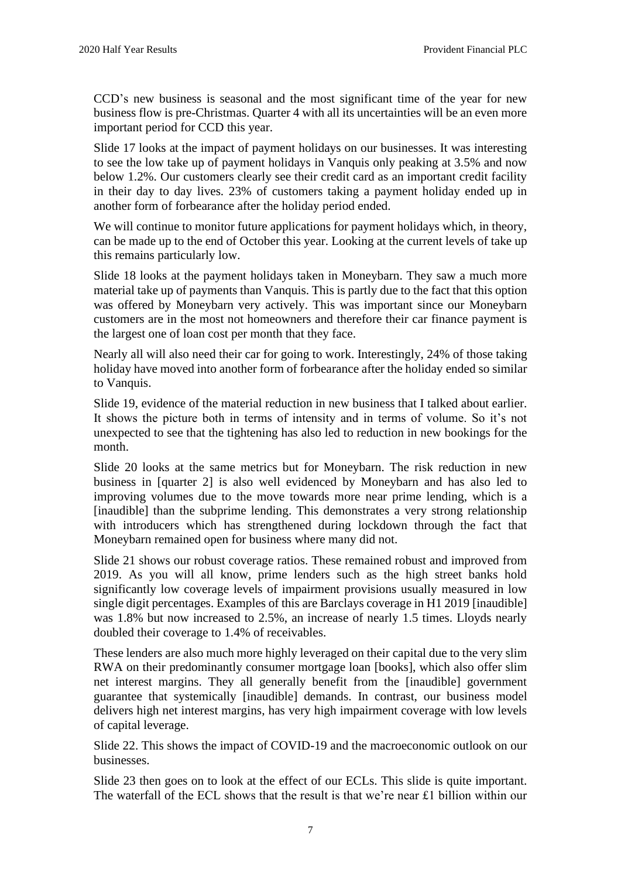CCD's new business is seasonal and the most significant time of the year for new business flow is pre-Christmas. Quarter 4 with all its uncertainties will be an even more important period for CCD this year.

Slide 17 looks at the impact of payment holidays on our businesses. It was interesting to see the low take up of payment holidays in Vanquis only peaking at 3.5% and now below 1.2%. Our customers clearly see their credit card as an important credit facility in their day to day lives. 23% of customers taking a payment holiday ended up in another form of forbearance after the holiday period ended.

We will continue to monitor future applications for payment holidays which, in theory, can be made up to the end of October this year. Looking at the current levels of take up this remains particularly low.

Slide 18 looks at the payment holidays taken in Moneybarn. They saw a much more material take up of payments than Vanquis. This is partly due to the fact that this option was offered by Moneybarn very actively. This was important since our Moneybarn customers are in the most not homeowners and therefore their car finance payment is the largest one of loan cost per month that they face.

Nearly all will also need their car for going to work. Interestingly, 24% of those taking holiday have moved into another form of forbearance after the holiday ended so similar to Vanquis.

Slide 19, evidence of the material reduction in new business that I talked about earlier. It shows the picture both in terms of intensity and in terms of volume. So it's not unexpected to see that the tightening has also led to reduction in new bookings for the month.

Slide 20 looks at the same metrics but for Moneybarn. The risk reduction in new business in [quarter 2] is also well evidenced by Moneybarn and has also led to improving volumes due to the move towards more near prime lending, which is a [inaudible] than the subprime lending. This demonstrates a very strong relationship with introducers which has strengthened during lockdown through the fact that Moneybarn remained open for business where many did not.

Slide 21 shows our robust coverage ratios. These remained robust and improved from 2019. As you will all know, prime lenders such as the high street banks hold significantly low coverage levels of impairment provisions usually measured in low single digit percentages. Examples of this are Barclays coverage in H1 2019 [inaudible] was 1.8% but now increased to 2.5%, an increase of nearly 1.5 times. Lloyds nearly doubled their coverage to 1.4% of receivables.

These lenders are also much more highly leveraged on their capital due to the very slim RWA on their predominantly consumer mortgage loan [books], which also offer slim net interest margins. They all generally benefit from the [inaudible] government guarantee that systemically [inaudible] demands. In contrast, our business model delivers high net interest margins, has very high impairment coverage with low levels of capital leverage.

Slide 22. This shows the impact of COVID-19 and the macroeconomic outlook on our businesses.

Slide 23 then goes on to look at the effect of our ECLs. This slide is quite important. The waterfall of the ECL shows that the result is that we're near £1 billion within our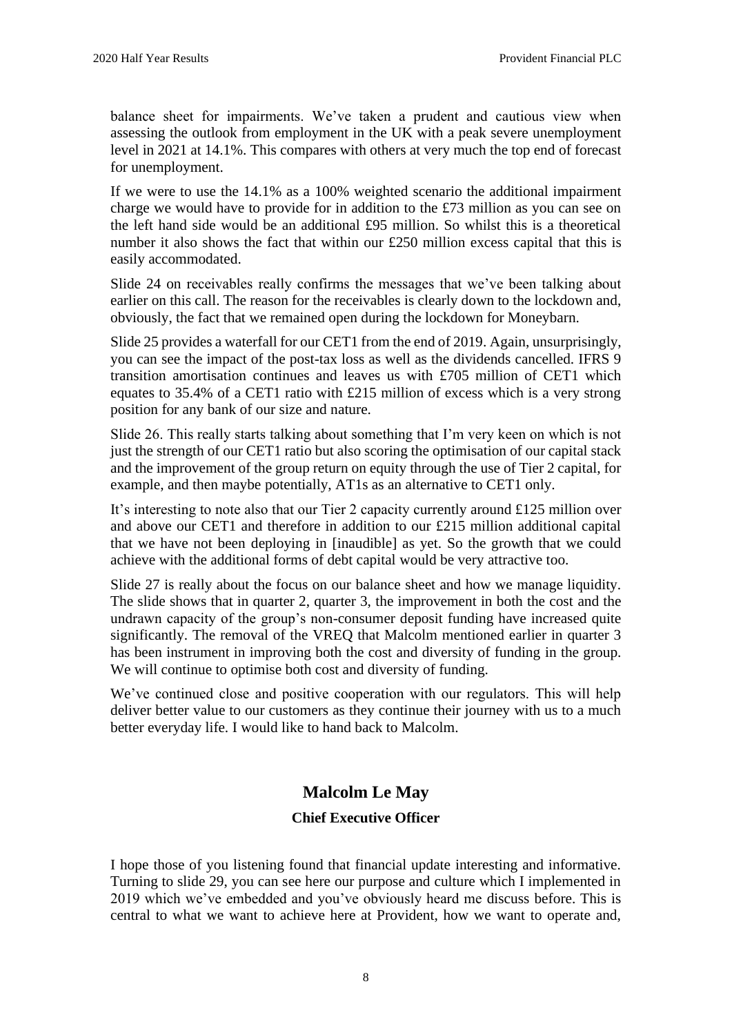balance sheet for impairments. We've taken a prudent and cautious view when assessing the outlook from employment in the UK with a peak severe unemployment level in 2021 at 14.1%. This compares with others at very much the top end of forecast for unemployment.

If we were to use the 14.1% as a 100% weighted scenario the additional impairment charge we would have to provide for in addition to the £73 million as you can see on the left hand side would be an additional £95 million. So whilst this is a theoretical number it also shows the fact that within our £250 million excess capital that this is easily accommodated.

Slide 24 on receivables really confirms the messages that we've been talking about earlier on this call. The reason for the receivables is clearly down to the lockdown and, obviously, the fact that we remained open during the lockdown for Moneybarn.

Slide 25 provides a waterfall for our CET1 from the end of 2019. Again, unsurprisingly, you can see the impact of the post-tax loss as well as the dividends cancelled. IFRS 9 transition amortisation continues and leaves us with £705 million of CET1 which equates to 35.4% of a CET1 ratio with £215 million of excess which is a very strong position for any bank of our size and nature.

Slide 26. This really starts talking about something that I'm very keen on which is not just the strength of our CET1 ratio but also scoring the optimisation of our capital stack and the improvement of the group return on equity through the use of Tier 2 capital, for example, and then maybe potentially, AT1s as an alternative to CET1 only.

It's interesting to note also that our Tier 2 capacity currently around £125 million over and above our CET1 and therefore in addition to our £215 million additional capital that we have not been deploying in [inaudible] as yet. So the growth that we could achieve with the additional forms of debt capital would be very attractive too.

Slide 27 is really about the focus on our balance sheet and how we manage liquidity. The slide shows that in quarter 2, quarter 3, the improvement in both the cost and the undrawn capacity of the group's non-consumer deposit funding have increased quite significantly. The removal of the VREQ that Malcolm mentioned earlier in quarter 3 has been instrument in improving both the cost and diversity of funding in the group. We will continue to optimise both cost and diversity of funding.

We've continued close and positive cooperation with our regulators. This will help deliver better value to our customers as they continue their journey with us to a much better everyday life. I would like to hand back to Malcolm.

## Malcolm Le May

### Chief Executive Officer

I hope those of you listening found that financial update interesting and informative. Turning to slide 29, you can see here our purpose and culture which I implemented in 2019 which we've embedded and you've obviously heard me discuss before. This is central to what we want to achieve here at Provident, how we want to operate and,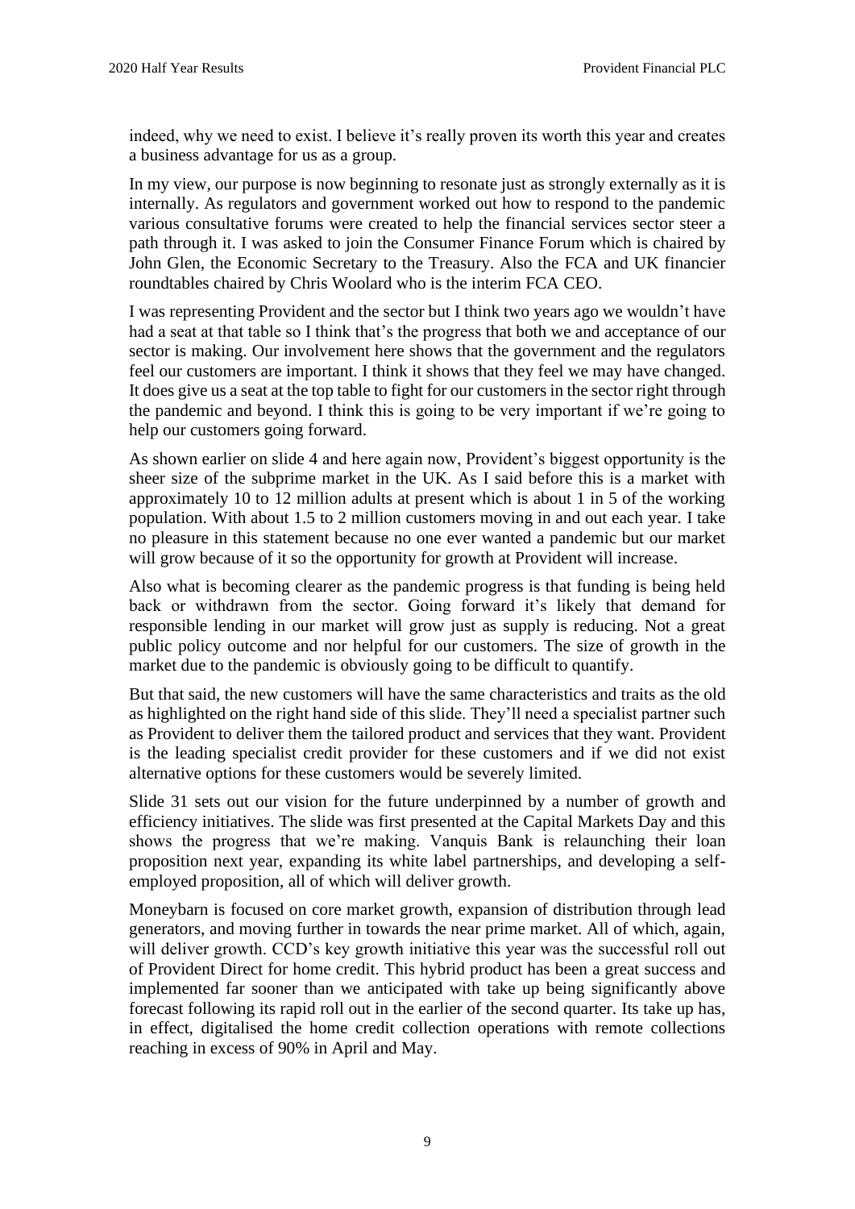indeed, why we need to exist. I believe it's really proven its worth this year and creates a business advantage for us as a group.

In my view, our purpose is now beginning to resonate just as strongly externally as it is internally. As regulators and government worked out how to respond to the pandemic various consultative forums were created to help the financial services sector steer a path through it. I was asked to join the Consumer Finance Forum which is chaired by John Glen, the Economic Secretary to the Treasury. Also the FCA and UK financier roundtables chaired by Chris Woolard who is the interim FCA CEO.

I was representing Provident and the sector but I think two years ago we wouldn't have had a seat at that table so I think that's the progress that both we and acceptance of our sector is making. Our involvement here shows that the government and the regulators feel our customers are important. I think it shows that they feel we may have changed. It does give us a seat at the top table to fight for our customers in the sector right through the pandemic and beyond. I think this is going to be very important if we're going to help our customers going forward.

As shown earlier on slide 4 and here again now, Provident's biggest opportunity is the sheer size of the subprime market in the UK. As I said before this is a market with approximately 10 to 12 million adults at present which is about 1 in 5 of the working population. With about 1.5 to 2 million customers moving in and out each year. I take no pleasure in this statement because no one ever wanted a pandemic but our market will grow because of it so the opportunity for growth at Provident will increase.

Also what is becoming clearer as the pandemic progress is that funding is being held back or withdrawn from the sector. Going forward it's likely that demand for responsible lending in our market will grow just as supply is reducing. Not a great public policy outcome and nor helpful for our customers. The size of growth in the market due to the pandemic is obviously going to be difficult to quantify.

But that said, the new customers will have the same characteristics and traits as the old as highlighted on the right hand side of this slide. They'll need a specialist partner such as Provident to deliver them the tailored product and services that they want. Provident is the leading specialist credit provider for these customers and if we did not exist alternative options for these customers would be severely limited.

Slide 31 sets out our vision for the future underpinned by a number of growth and efficiency initiatives. The slide was first presented at the Capital Markets Day and this shows the progress that we're making. Vanquis Bank is relaunching their loan proposition next year, expanding its white label partnerships, and developing a self-employed proposition, all of which will deliver growth.

Moneybarn is focused on core market growth, expansion of distribution through lead generators, and moving further in towards the near prime market. All of which, again, will deliver growth. CCD's key growth initiative this year was the successful roll out of Provident Direct for home credit. This hybrid product has been a great success and implemented far sooner than we anticipated with take up being significantly above forecast following its rapid roll out in the earlier of the second quarter. Its take up has, in effect, digitalised the home credit collection operations with remote collections reaching in excess of 90% in April and May.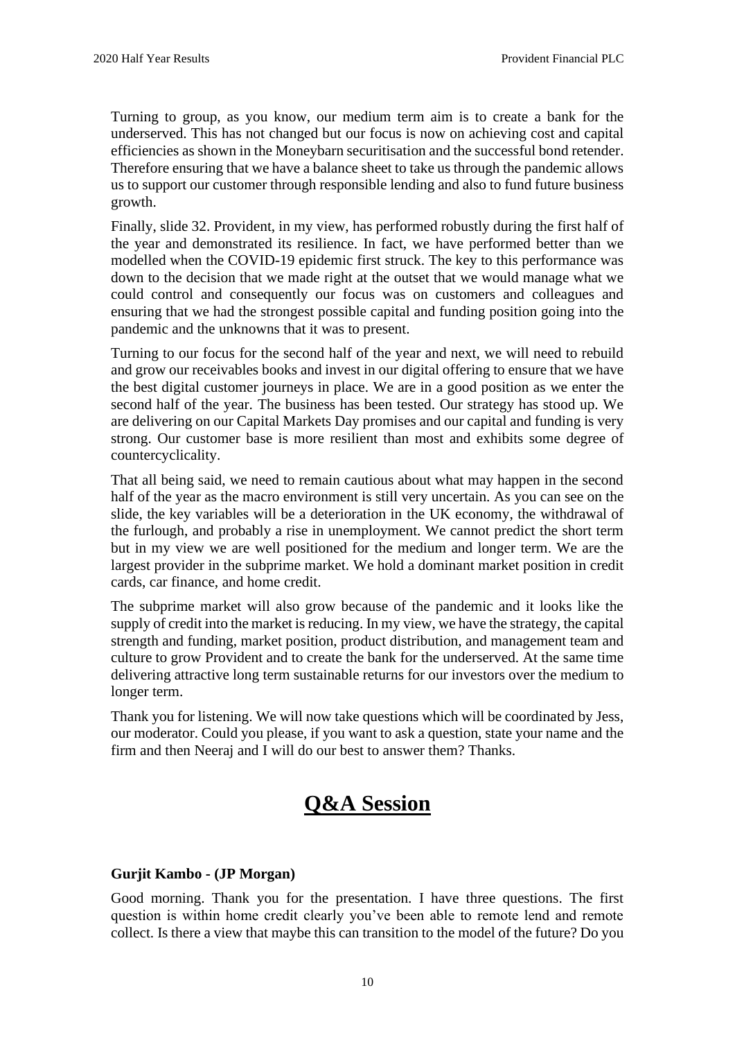Turning to group, as you know, our medium term aim is to create a bank for the underserved. This has not changed but our focus is now on achieving cost and capital efficiencies as shown in the Moneybarn securitisation and the successful bond retender. Therefore ensuring that we have a balance sheet to take us through the pandemic allows us to support our customer through responsible lending and also to fund future business growth.

Finally, slide 32. Provident, in my view, has performed robustly during the first half of the year and demonstrated its resilience. In fact, we have performed better than we modelled when the COVID-19 epidemic first struck. The key to this performance was down to the decision that we made right at the outset that we would manage what we could control and consequently our focus was on customers and colleagues and ensuring that we had the strongest possible capital and funding position going into the pandemic and the unknowns that it was to present.

Turning to our focus for the second half of the year and next, we will need to rebuild and grow our receivables books and invest in our digital offering to ensure that we have the best digital customer journeys in place. We are in a good position as we enter the second half of the year. The business has been tested. Our strategy has stood up. We are delivering on our Capital Markets Day promises and our capital and funding is very strong. Our customer base is more resilient than most and exhibits some degree of countercyclicality.

That all being said, we need to remain cautious about what may happen in the second half of the year as the macro environment is still very uncertain. As you can see on the slide, the key variables will be a deterioration in the UK economy, the withdrawal of the furlough, and probably a rise in unemployment. We cannot predict the short term but in my view we are well positioned for the medium and longer term. We are the largest provider in the subprime market. We hold a dominant market position in credit cards, car finance, and home credit.

The subprime market will also grow because of the pandemic and it looks like the supply of credit into the market is reducing. In my view, we have the strategy, the capital strength and funding, market position, product distribution, and management team and culture to grow Provident and to create the bank for the underserved. At the same time delivering attractive long term sustainable returns for our investors over the medium to longer term.

Thank you for listening. We will now take questions which will be coordinated by Jess, our moderator. Could you please, if you want to ask a question, state your name and the firm and then Neeraj and I will do our best to answer them? Thanks.

# Q&A Session

**Gurjit Kambo - (JP Morgan)**

Good morning. Thank you for the presentation. I have three questions. The first question is within home credit clearly you've been able to remote lend and remote collect. Is there a view that maybe this can transition to the model of the future? Do you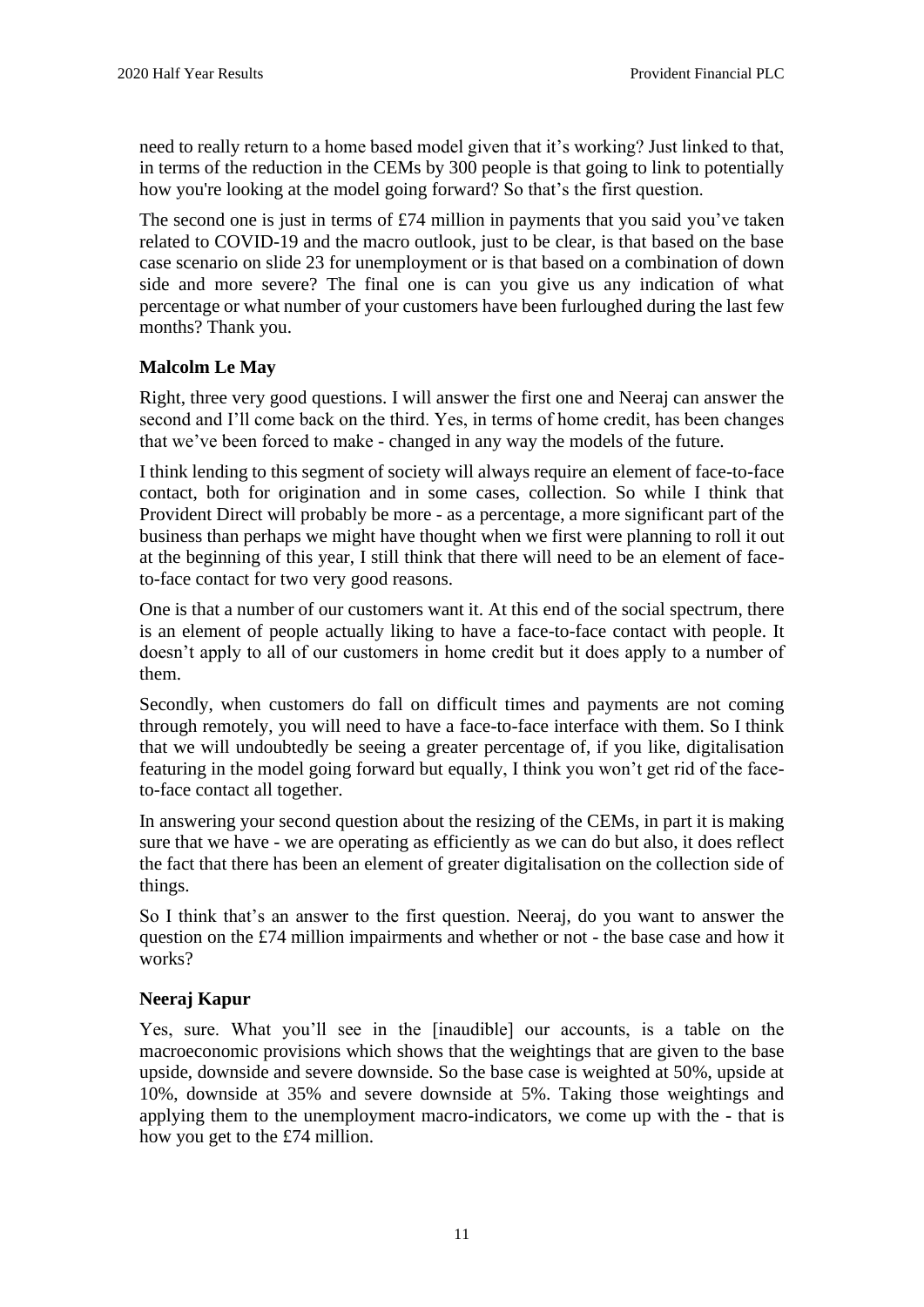need to really return to a home based model given that it's working? Just linked to that, in terms of the reduction in the CEMs by 300 people is that going to link to potentially how you're looking at the model going forward? So that's the first question.

The second one is just in terms of £74 million in payments that you said you've taken related to COVID-19 and the macro outlook, just to be clear, is that based on the base case scenario on slide 23 for unemployment or is that based on a combination of down side and more severe? The final one is can you give us any indication of what percentage or what number of your customers have been furloughed during the last few months? Thank you.

**Malcolm Le May**

Right, three very good questions. I will answer the first one and Neeraj can answer the second and I'll come back on the third. Yes, in terms of home credit, has been changes that we've been forced to make - changed in any way the models of the future.

I think lending to this segment of society will always require an element of face-to-face contact, both for origination and in some cases, collection. So while I think that Provident Direct will probably be more - as a percentage, a more significant part of the business than perhaps we might have thought when we first were planning to roll it out at the beginning of this year, I still think that there will need to be an element of face-to-face contact for two very good reasons.

One is that a number of our customers want it. At this end of the social spectrum, there is an element of people actually liking to have a face-to-face contact with people. It doesn't apply to all of our customers in home credit but it does apply to a number of them.

Secondly, when customers do fall on difficult times and payments are not coming through remotely, you will need to have a face-to-face interface with them. So I think that we will undoubtedly be seeing a greater percentage of, if you like, digitalisation featuring in the model going forward but equally, I think you won't get rid of the face-to-face contact all together.

In answering your second question about the resizing of the CEMs, in part it is making sure that we have - we are operating as efficiently as we can do but also, it does reflect the fact that there has been an element of greater digitalisation on the collection side of things.

So I think that's an answer to the first question. Neeraj, do you want to answer the question on the £74 million impairments and whether or not - the base case and how it works?

**Neeraj Kapur**

Yes, sure. What you'll see in the [inaudible] our accounts, is a table on the macroeconomic provisions which shows that the weightings that are given to the base upside, downside and severe downside. So the base case is weighted at 50%, upside at 10%, downside at 35% and severe downside at 5%. Taking those weightings and applying them to the unemployment macro-indicators, we come up with the - that is how you get to the £74 million.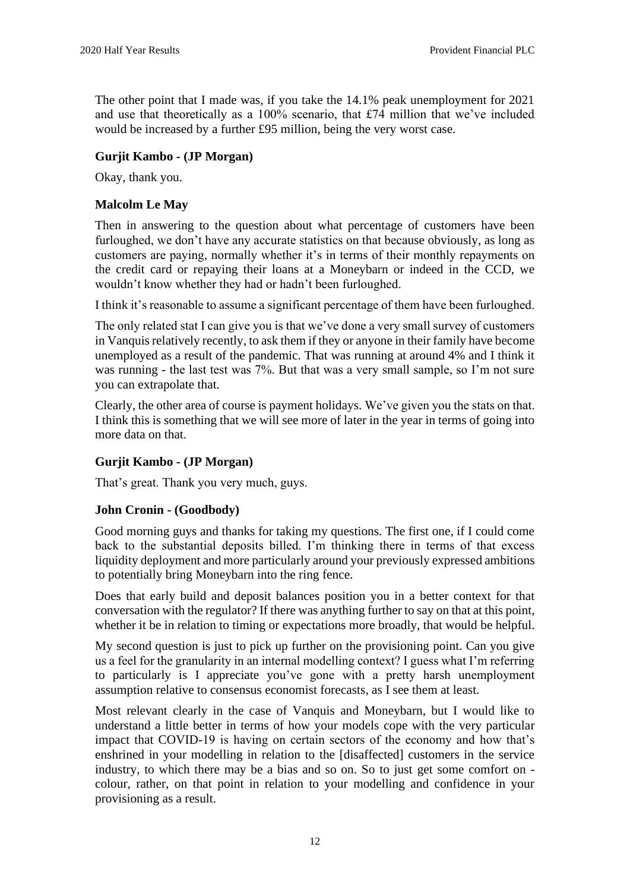The other point that I made was, if you take the 14.1% peak unemployment for 2021 and use that theoretically as a 100% scenario, that £74 million that we've included would be increased by a further £95 million, being the very worst case.

**Gurjit Kambo - (JP Morgan)**

Okay, thank you.

**Malcolm Le May**

Then in answering to the question about what percentage of customers have been furloughed, we don't have any accurate statistics on that because obviously, as long as customers are paying, normally whether it's in terms of their monthly repayments on the credit card or repaying their loans at a Moneybarn or indeed in the CCD, we wouldn't know whether they had or hadn't been furloughed.

I think it's reasonable to assume a significant percentage of them have been furloughed.

The only related stat I can give you is that we've done a very small survey of customers in Vanquis relatively recently, to ask them if they or anyone in their family have become unemployed as a result of the pandemic. That was running at around 4% and I think it was running - the last test was 7%. But that was a very small sample, so I'm not sure you can extrapolate that.

Clearly, the other area of course is payment holidays. We've given you the stats on that. I think this is something that we will see more of later in the year in terms of going into more data on that.

**Gurjit Kambo - (JP Morgan)**

That's great. Thank you very much, guys.

**John Cronin - (Goodbody)**

Good morning guys and thanks for taking my questions. The first one, if I could come back to the substantial deposits billed. I'm thinking there in terms of that excess liquidity deployment and more particularly around your previously expressed ambitions to potentially bring Moneybarn into the ring fence.

Does that early build and deposit balances position you in a better context for that conversation with the regulator? If there was anything further to say on that at this point, whether it be in relation to timing or expectations more broadly, that would be helpful.

My second question is just to pick up further on the provisioning point. Can you give us a feel for the granularity in an internal modelling context? I guess what I'm referring to particularly is I appreciate you've gone with a pretty harsh unemployment assumption relative to consensus economist forecasts, as I see them at least.

Most relevant clearly in the case of Vanquis and Moneybarn, but I would like to understand a little better in terms of how your models cope with the very particular impact that COVID-19 is having on certain sectors of the economy and how that's enshrined in your modelling in relation to the [disaffected] customers in the service industry, to which there may be a bias and so on. So to just get some comfort on - colour, rather, on that point in relation to your modelling and confidence in your provisioning as a result.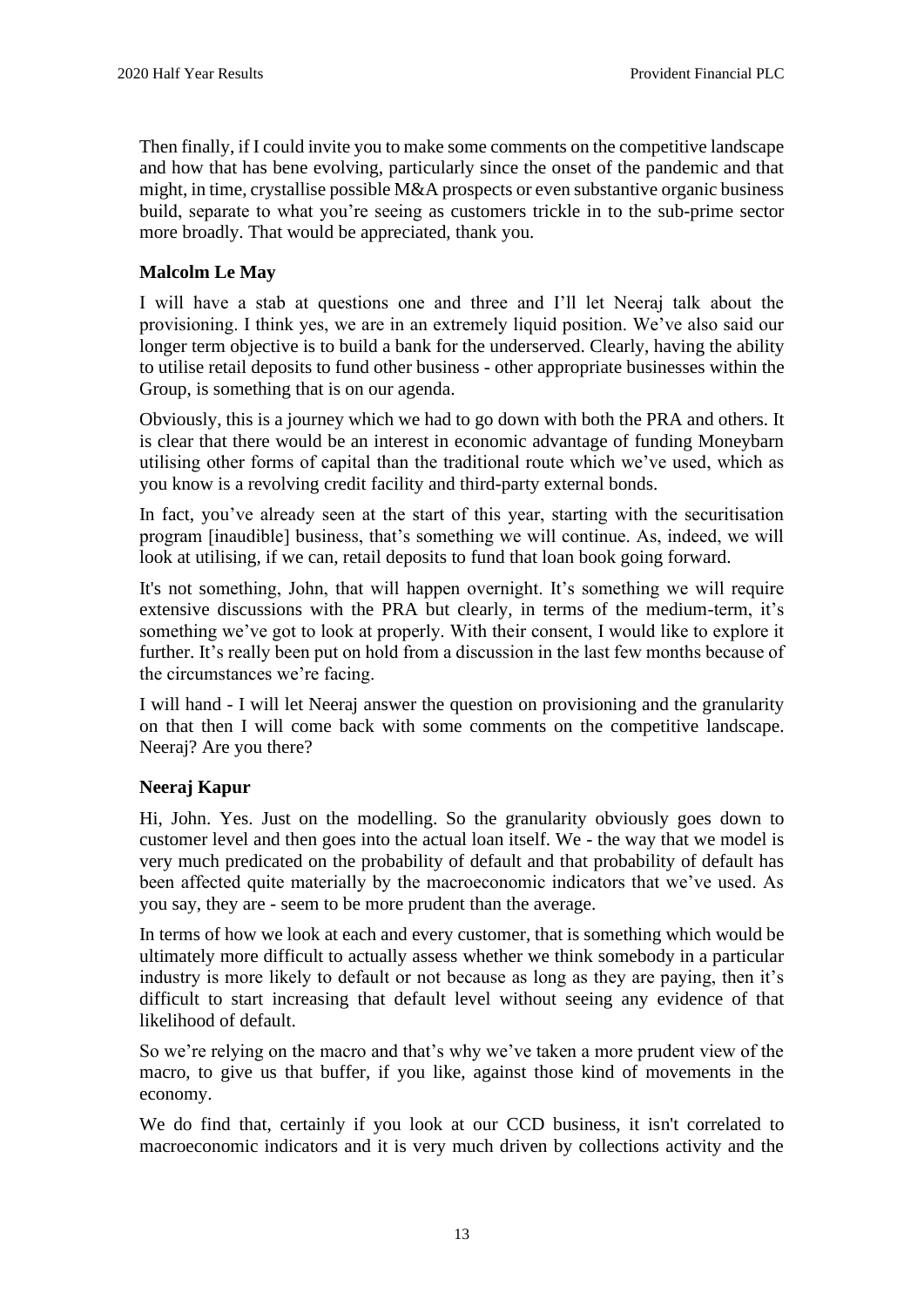Then finally, if I could invite you to make some comments on the competitive landscape and how that has bene evolving, particularly since the onset of the pandemic and that might, in time, crystallise possible M&A prospects or even substantive organic business build, separate to what you're seeing as customers trickle in to the sub-prime sector more broadly. That would be appreciated, thank you.

**Malcolm Le May**

I will have a stab at questions one and three and I'll let Neeraj talk about the provisioning. I think yes, we are in an extremely liquid position. We've also said our longer term objective is to build a bank for the underserved. Clearly, having the ability to utilise retail deposits to fund other business - other appropriate businesses within the Group, is something that is on our agenda.

Obviously, this is a journey which we had to go down with both the PRA and others. It is clear that there would be an interest in economic advantage of funding Moneybarn utilising other forms of capital than the traditional route which we've used, which as you know is a revolving credit facility and third-party external bonds.

In fact, you've already seen at the start of this year, starting with the securitisation program [inaudible] business, that's something we will continue. As, indeed, we will look at utilising, if we can, retail deposits to fund that loan book going forward.

It's not something, John, that will happen overnight. It's something we will require extensive discussions with the PRA but clearly, in terms of the medium-term, it's something we've got to look at properly. With their consent, I would like to explore it further. It's really been put on hold from a discussion in the last few months because of the circumstances we're facing.

I will hand - I will let Neeraj answer the question on provisioning and the granularity on that then I will come back with some comments on the competitive landscape. Neeraj? Are you there?

**Neeraj Kapur**

Hi, John. Yes. Just on the modelling. So the granularity obviously goes down to customer level and then goes into the actual loan itself. We - the way that we model is very much predicated on the probability of default and that probability of default has been affected quite materially by the macroeconomic indicators that we've used. As you say, they are - seem to be more prudent than the average.

In terms of how we look at each and every customer, that is something which would be ultimately more difficult to actually assess whether we think somebody in a particular industry is more likely to default or not because as long as they are paying, then it's difficult to start increasing that default level without seeing any evidence of that likelihood of default.

So we're relying on the macro and that's why we've taken a more prudent view of the macro, to give us that buffer, if you like, against those kind of movements in the economy.

We do find that, certainly if you look at our CCD business, it isn't correlated to macroeconomic indicators and it is very much driven by collections activity and the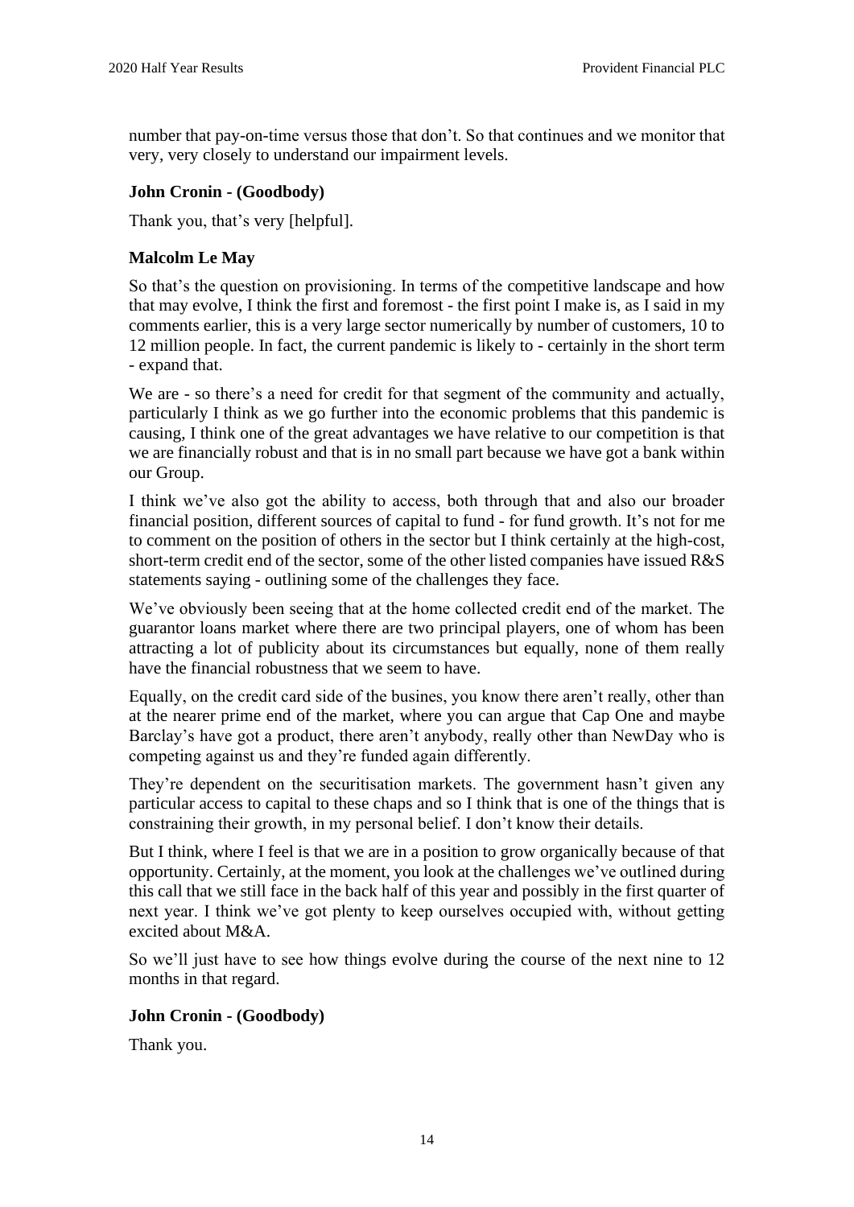number that pay-on-time versus those that don't. So that continues and we monitor that very, very closely to understand our impairment levels.

**John Cronin - (Goodbody)**

Thank you, that's very [helpful].

**Malcolm Le May**

So that's the question on provisioning. In terms of the competitive landscape and how that may evolve, I think the first and foremost - the first point I make is, as I said in my comments earlier, this is a very large sector numerically by number of customers, 10 to 12 million people. In fact, the current pandemic is likely to - certainly in the short term - expand that.

We are - so there's a need for credit for that segment of the community and actually, particularly I think as we go further into the economic problems that this pandemic is causing, I think one of the great advantages we have relative to our competition is that we are financially robust and that is in no small part because we have got a bank within our Group.

I think we've also got the ability to access, both through that and also our broader financial position, different sources of capital to fund - for fund growth. It's not for me to comment on the position of others in the sector but I think certainly at the high-cost, short-term credit end of the sector, some of the other listed companies have issued R&S statements saying - outlining some of the challenges they face.

We've obviously been seeing that at the home collected credit end of the market. The guarantor loans market where there are two principal players, one of whom has been attracting a lot of publicity about its circumstances but equally, none of them really have the financial robustness that we seem to have.

Equally, on the credit card side of the busines, you know there aren't really, other than at the nearer prime end of the market, where you can argue that Cap One and maybe Barclay's have got a product, there aren't anybody, really other than NewDay who is competing against us and they're funded again differently.

They're dependent on the securitisation markets. The government hasn't given any particular access to capital to these chaps and so I think that is one of the things that is constraining their growth, in my personal belief. I don't know their details.

But I think, where I feel is that we are in a position to grow organically because of that opportunity. Certainly, at the moment, you look at the challenges we've outlined during this call that we still face in the back half of this year and possibly in the first quarter of next year. I think we've got plenty to keep ourselves occupied with, without getting excited about M&A.

So we'll just have to see how things evolve during the course of the next nine to 12 months in that regard.

**John Cronin - (Goodbody)**

Thank you.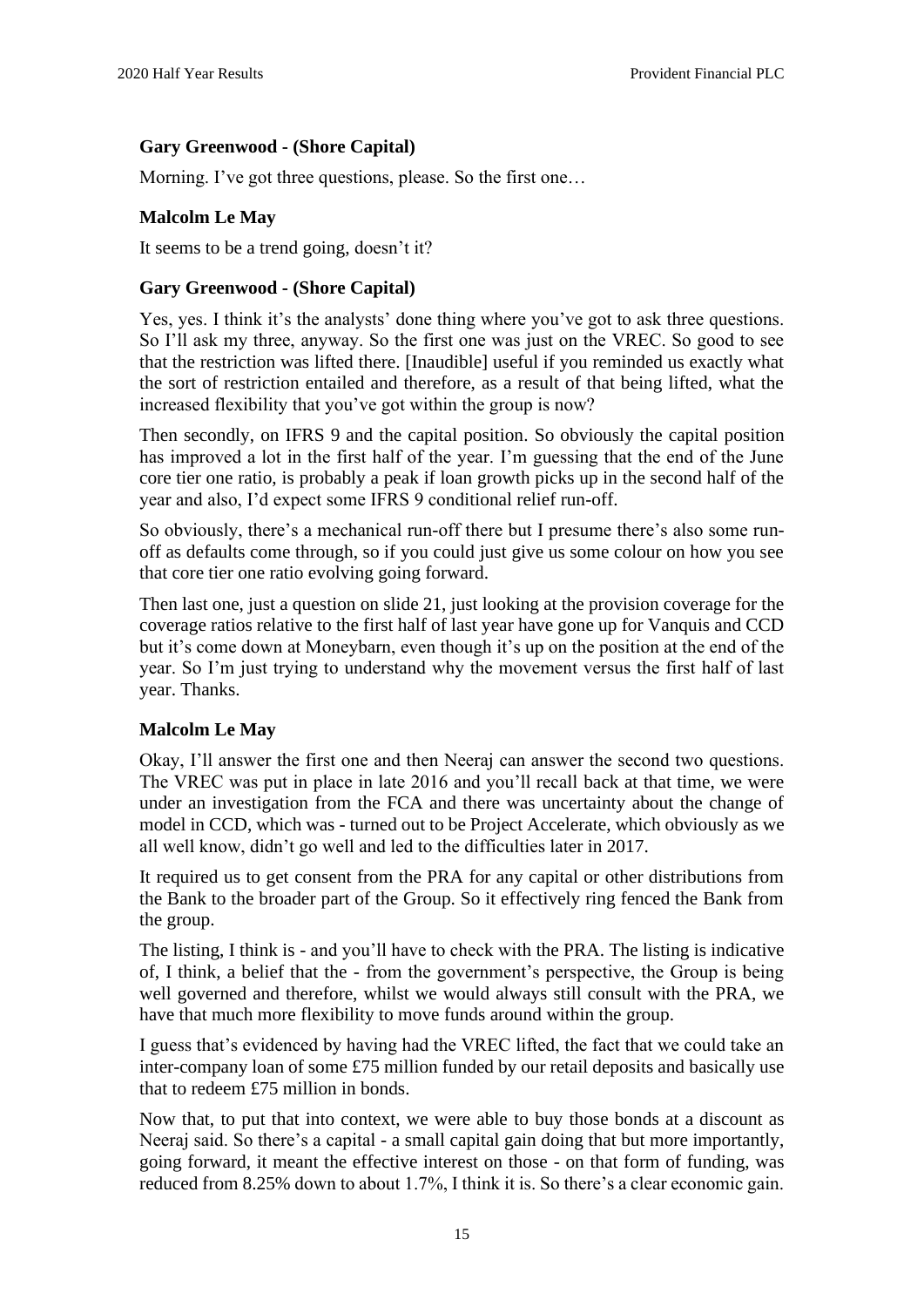**Gary Greenwood - (Shore Capital)**

Morning. I've got three questions, please. So the first one…

**Malcolm Le May**

It seems to be a trend going, doesn't it?

**Gary Greenwood - (Shore Capital)**

Yes, yes. I think it's the analysts' done thing where you've got to ask three questions. So I'll ask my three, anyway. So the first one was just on the VREC. So good to see that the restriction was lifted there. [Inaudible] useful if you reminded us exactly what the sort of restriction entailed and therefore, as a result of that being lifted, what the increased flexibility that you've got within the group is now?

Then secondly, on IFRS 9 and the capital position. So obviously the capital position has improved a lot in the first half of the year. I'm guessing that the end of the June core tier one ratio, is probably a peak if loan growth picks up in the second half of the year and also, I'd expect some IFRS 9 conditional relief run-off.

So obviously, there's a mechanical run-off there but I presume there's also some run-off as defaults come through, so if you could just give us some colour on how you see that core tier one ratio evolving going forward.

Then last one, just a question on slide 21, just looking at the provision coverage for the coverage ratios relative to the first half of last year have gone up for Vanquis and CCD but it's come down at Moneybarn, even though it's up on the position at the end of the year. So I'm just trying to understand why the movement versus the first half of last year. Thanks.

**Malcolm Le May**

Okay, I'll answer the first one and then Neeraj can answer the second two questions. The VREC was put in place in late 2016 and you'll recall back at that time, we were under an investigation from the FCA and there was uncertainty about the change of model in CCD, which was - turned out to be Project Accelerate, which obviously as we all well know, didn't go well and led to the difficulties later in 2017.

It required us to get consent from the PRA for any capital or other distributions from the Bank to the broader part of the Group. So it effectively ring fenced the Bank from the group.

The listing, I think is - and you'll have to check with the PRA. The listing is indicative of, I think, a belief that the - from the government's perspective, the Group is being well governed and therefore, whilst we would always still consult with the PRA, we have that much more flexibility to move funds around within the group.

I guess that's evidenced by having had the VREC lifted, the fact that we could take an inter-company loan of some £75 million funded by our retail deposits and basically use that to redeem £75 million in bonds.

Now that, to put that into context, we were able to buy those bonds at a discount as Neeraj said. So there's a capital - a small capital gain doing that but more importantly, going forward, it meant the effective interest on those - on that form of funding, was reduced from 8.25% down to about 1.7%, I think it is. So there's a clear economic gain.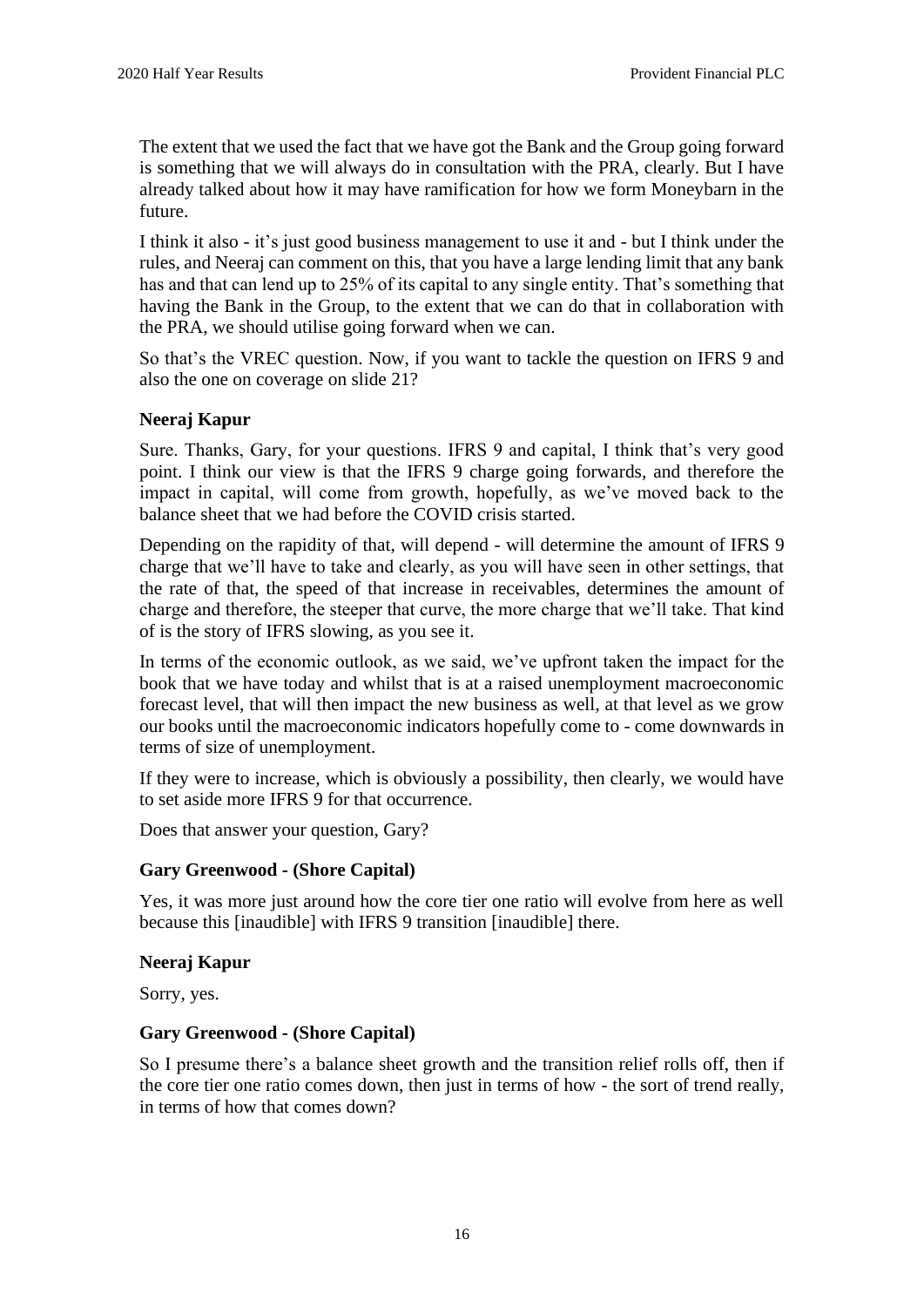The extent that we used the fact that we have got the Bank and the Group going forward is something that we will always do in consultation with the PRA, clearly. But I have already talked about how it may have ramification for how we form Moneybarn in the future.

I think it also - it's just good business management to use it and - but I think under the rules, and Neeraj can comment on this, that you have a large lending limit that any bank has and that can lend up to 25% of its capital to any single entity. That's something that having the Bank in the Group, to the extent that we can do that in collaboration with the PRA, we should utilise going forward when we can.

So that's the VREC question. Now, if you want to tackle the question on IFRS 9 and also the one on coverage on slide 21?

**Neeraj Kapur**

Sure. Thanks, Gary, for your questions. IFRS 9 and capital, I think that's very good point. I think our view is that the IFRS 9 charge going forwards, and therefore the impact in capital, will come from growth, hopefully, as we've moved back to the balance sheet that we had before the COVID crisis started.

Depending on the rapidity of that, will depend - will determine the amount of IFRS 9 charge that we'll have to take and clearly, as you will have seen in other settings, that the rate of that, the speed of that increase in receivables, determines the amount of charge and therefore, the steeper that curve, the more charge that we'll take. That kind of is the story of IFRS slowing, as you see it.

In terms of the economic outlook, as we said, we've upfront taken the impact for the book that we have today and whilst that is at a raised unemployment macroeconomic forecast level, that will then impact the new business as well, at that level as we grow our books until the macroeconomic indicators hopefully come to - come downwards in terms of size of unemployment.

If they were to increase, which is obviously a possibility, then clearly, we would have to set aside more IFRS 9 for that occurrence.

Does that answer your question, Gary?

**Gary Greenwood - (Shore Capital)**

Yes, it was more just around how the core tier one ratio will evolve from here as well because this [inaudible] with IFRS 9 transition [inaudible] there.

**Neeraj Kapur**

Sorry, yes.

**Gary Greenwood - (Shore Capital)**

So I presume there's a balance sheet growth and the transition relief rolls off, then if the core tier one ratio comes down, then just in terms of how - the sort of trend really, in terms of how that comes down?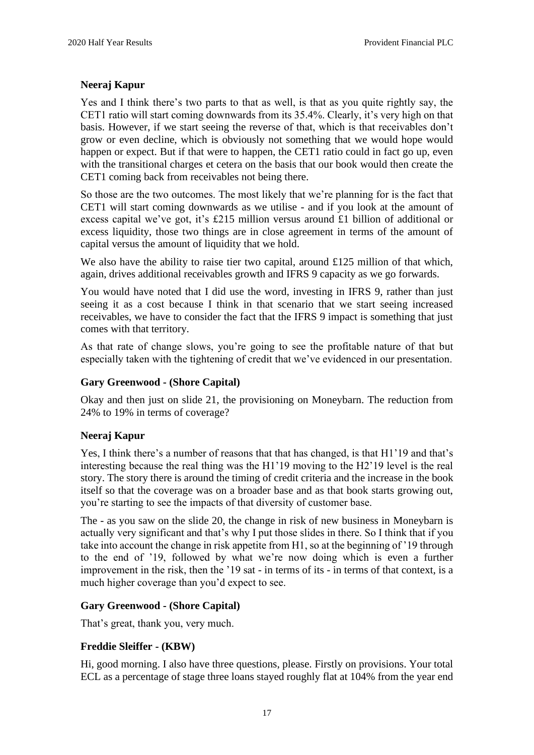**Neeraj Kapur**

Yes and I think there's two parts to that as well, is that as you quite rightly say, the CET1 ratio will start coming downwards from its 35.4%. Clearly, it's very high on that basis. However, if we start seeing the reverse of that, which is that receivables don't grow or even decline, which is obviously not something that we would hope would happen or expect. But if that were to happen, the CET1 ratio could in fact go up, even with the transitional charges et cetera on the basis that our book would then create the CET1 coming back from receivables not being there.

So those are the two outcomes. The most likely that we're planning for is the fact that CET1 will start coming downwards as we utilise - and if you look at the amount of excess capital we've got, it's £215 million versus around £1 billion of additional or excess liquidity, those two things are in close agreement in terms of the amount of capital versus the amount of liquidity that we hold.

We also have the ability to raise tier two capital, around £125 million of that which, again, drives additional receivables growth and IFRS 9 capacity as we go forwards.

You would have noted that I did use the word, investing in IFRS 9, rather than just seeing it as a cost because I think in that scenario that we start seeing increased receivables, we have to consider the fact that the IFRS 9 impact is something that just comes with that territory.

As that rate of change slows, you're going to see the profitable nature of that but especially taken with the tightening of credit that we've evidenced in our presentation.

**Gary Greenwood - (Shore Capital)**

Okay and then just on slide 21, the provisioning on Moneybarn. The reduction from 24% to 19% in terms of coverage?

**Neeraj Kapur**

Yes, I think there's a number of reasons that that has changed, is that H1'19 and that's interesting because the real thing was the H1'19 moving to the H2'19 level is the real story. The story there is around the timing of credit criteria and the increase in the book itself so that the coverage was on a broader base and as that book starts growing out, you're starting to see the impacts of that diversity of customer base.

The - as you saw on the slide 20, the change in risk of new business in Moneybarn is actually very significant and that's why I put those slides in there. So I think that if you take into account the change in risk appetite from H1, so at the beginning of '19 through to the end of '19, followed by what we're now doing which is even a further improvement in the risk, then the '19 sat - in terms of its - in terms of that context, is a much higher coverage than you'd expect to see.

**Gary Greenwood - (Shore Capital)**

That's great, thank you, very much.

**Freddie Sleiffer - (KBW)**

Hi, good morning. I also have three questions, please. Firstly on provisions. Your total ECL as a percentage of stage three loans stayed roughly flat at 104% from the year end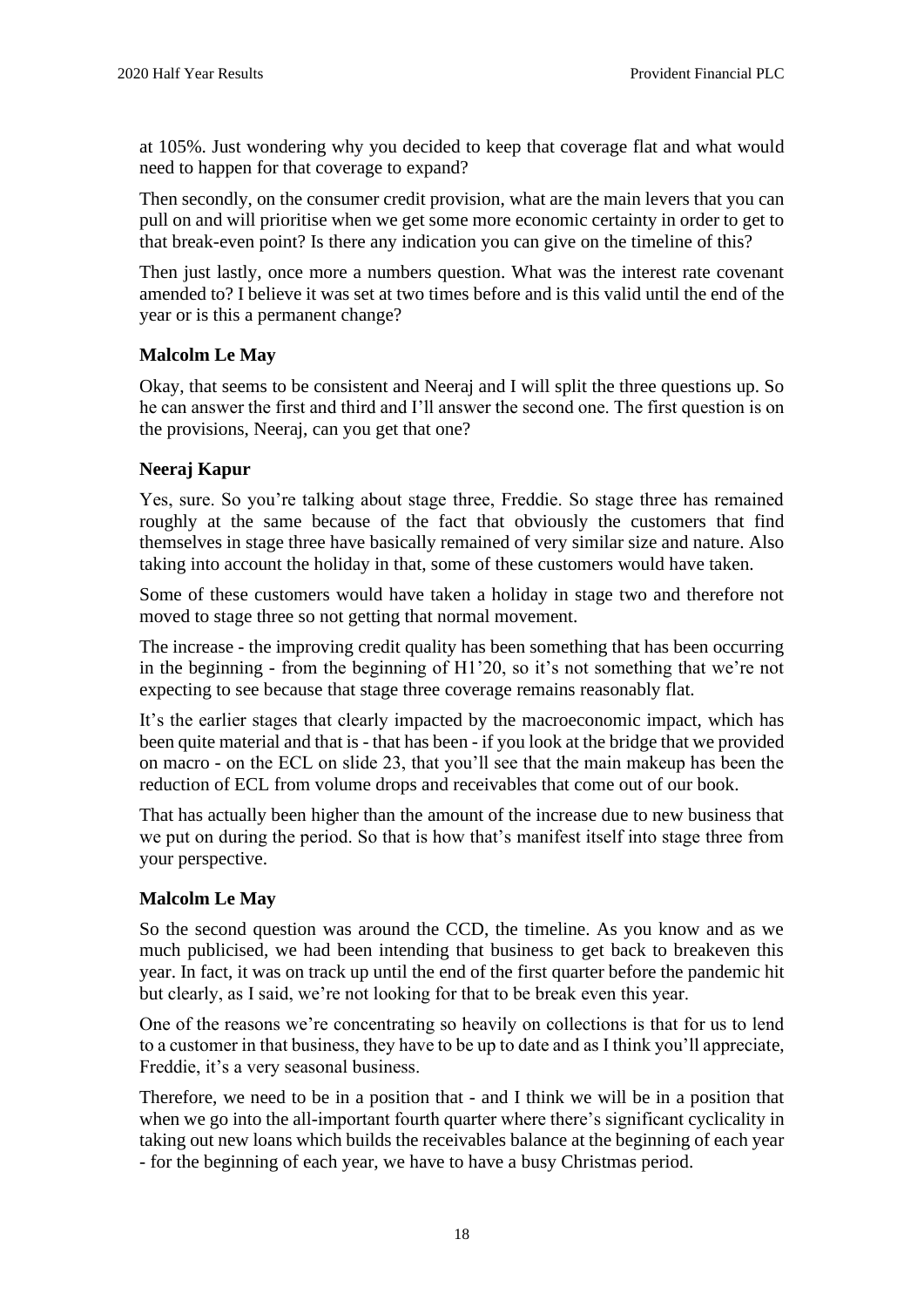at 105%. Just wondering why you decided to keep that coverage flat and what would need to happen for that coverage to expand?

Then secondly, on the consumer credit provision, what are the main levers that you can pull on and will prioritise when we get some more economic certainty in order to get to that break-even point? Is there any indication you can give on the timeline of this?

Then just lastly, once more a numbers question. What was the interest rate covenant amended to? I believe it was set at two times before and is this valid until the end of the year or is this a permanent change?

**Malcolm Le May**

Okay, that seems to be consistent and Neeraj and I will split the three questions up. So he can answer the first and third and I'll answer the second one. The first question is on the provisions, Neeraj, can you get that one?

**Neeraj Kapur**

Yes, sure. So you're talking about stage three, Freddie. So stage three has remained roughly at the same because of the fact that obviously the customers that find themselves in stage three have basically remained of very similar size and nature. Also taking into account the holiday in that, some of these customers would have taken.

Some of these customers would have taken a holiday in stage two and therefore not moved to stage three so not getting that normal movement.

The increase - the improving credit quality has been something that has been occurring in the beginning - from the beginning of H1'20, so it's not something that we're not expecting to see because that stage three coverage remains reasonably flat.

It's the earlier stages that clearly impacted by the macroeconomic impact, which has been quite material and that is - that has been - if you look at the bridge that we provided on macro - on the ECL on slide 23, that you'll see that the main makeup has been the reduction of ECL from volume drops and receivables that come out of our book.

That has actually been higher than the amount of the increase due to new business that we put on during the period. So that is how that's manifest itself into stage three from your perspective.

**Malcolm Le May**

So the second question was around the CCD, the timeline. As you know and as we much publicised, we had been intending that business to get back to breakeven this year. In fact, it was on track up until the end of the first quarter before the pandemic hit but clearly, as I said, we're not looking for that to be break even this year.

One of the reasons we're concentrating so heavily on collections is that for us to lend to a customer in that business, they have to be up to date and as I think you'll appreciate, Freddie, it's a very seasonal business.

Therefore, we need to be in a position that - and I think we will be in a position that when we go into the all-important fourth quarter where there's significant cyclicality in taking out new loans which builds the receivables balance at the beginning of each year - for the beginning of each year, we have to have a busy Christmas period.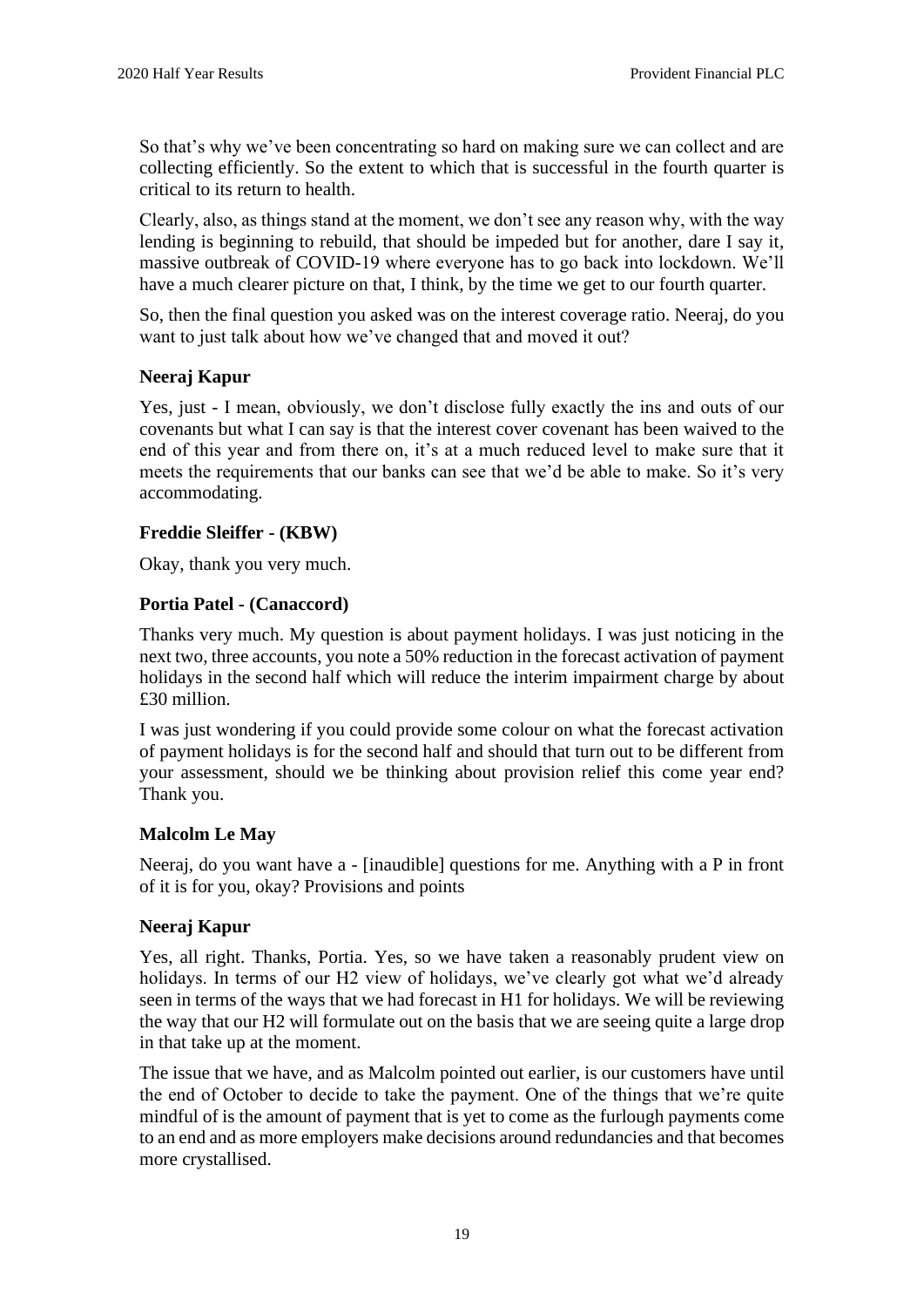So that's why we've been concentrating so hard on making sure we can collect and are collecting efficiently. So the extent to which that is successful in the fourth quarter is critical to its return to health.

Clearly, also, as things stand at the moment, we don't see any reason why, with the way lending is beginning to rebuild, that should be impeded but for another, dare I say it, massive outbreak of COVID-19 where everyone has to go back into lockdown. We'll have a much clearer picture on that, I think, by the time we get to our fourth quarter.

So, then the final question you asked was on the interest coverage ratio. Neeraj, do you want to just talk about how we've changed that and moved it out?

**Neeraj Kapur**

Yes, just - I mean, obviously, we don't disclose fully exactly the ins and outs of our covenants but what I can say is that the interest cover covenant has been waived to the end of this year and from there on, it's at a much reduced level to make sure that it meets the requirements that our banks can see that we'd be able to make. So it's very accommodating.

**Freddie Sleiffer - (KBW)**

Okay, thank you very much.

**Portia Patel - (Canaccord)**

Thanks very much. My question is about payment holidays. I was just noticing in the next two, three accounts, you note a 50% reduction in the forecast activation of payment holidays in the second half which will reduce the interim impairment charge by about £30 million.

I was just wondering if you could provide some colour on what the forecast activation of payment holidays is for the second half and should that turn out to be different from your assessment, should we be thinking about provision relief this come year end? Thank you.

**Malcolm Le May**

Neeraj, do you want have a - [inaudible] questions for me. Anything with a P in front of it is for you, okay? Provisions and points

**Neeraj Kapur**

Yes, all right. Thanks, Portia. Yes, so we have taken a reasonably prudent view on holidays. In terms of our H2 view of holidays, we've clearly got what we'd already seen in terms of the ways that we had forecast in H1 for holidays. We will be reviewing the way that our H2 will formulate out on the basis that we are seeing quite a large drop in that take up at the moment.

The issue that we have, and as Malcolm pointed out earlier, is our customers have until the end of October to decide to take the payment. One of the things that we're quite mindful of is the amount of payment that is yet to come as the furlough payments come to an end and as more employers make decisions around redundancies and that becomes more crystallised.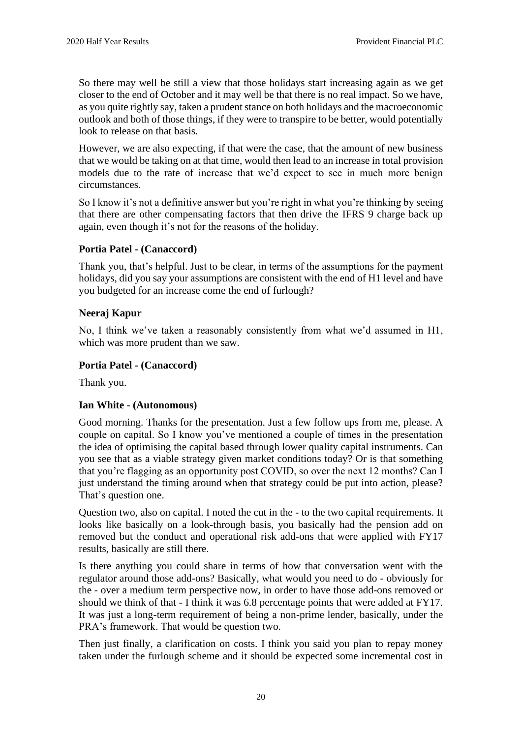So there may well be still a view that those holidays start increasing again as we get closer to the end of October and it may well be that there is no real impact. So we have, as you quite rightly say, taken a prudent stance on both holidays and the macroeconomic outlook and both of those things, if they were to transpire to be better, would potentially look to release on that basis.

However, we are also expecting, if that were the case, that the amount of new business that we would be taking on at that time, would then lead to an increase in total provision models due to the rate of increase that we'd expect to see in much more benign circumstances.

So I know it's not a definitive answer but you're right in what you're thinking by seeing that there are other compensating factors that then drive the IFRS 9 charge back up again, even though it's not for the reasons of the holiday.

**Portia Patel - (Canaccord)**

Thank you, that's helpful. Just to be clear, in terms of the assumptions for the payment holidays, did you say your assumptions are consistent with the end of H1 level and have you budgeted for an increase come the end of furlough?

**Neeraj Kapur**

No, I think we've taken a reasonably consistently from what we'd assumed in H1, which was more prudent than we saw.

**Portia Patel - (Canaccord)**

Thank you.

**Ian White - (Autonomous)**

Good morning. Thanks for the presentation. Just a few follow ups from me, please. A couple on capital. So I know you've mentioned a couple of times in the presentation the idea of optimising the capital based through lower quality capital instruments. Can you see that as a viable strategy given market conditions today? Or is that something that you're flagging as an opportunity post COVID, so over the next 12 months? Can I just understand the timing around when that strategy could be put into action, please? That's question one.

Question two, also on capital. I noted the cut in the - to the two capital requirements. It looks like basically on a look-through basis, you basically had the pension add on removed but the conduct and operational risk add-ons that were applied with FY17 results, basically are still there.

Is there anything you could share in terms of how that conversation went with the regulator around those add-ons? Basically, what would you need to do - obviously for the - over a medium term perspective now, in order to have those add-ons removed or should we think of that - I think it was 6.8 percentage points that were added at FY17. It was just a long-term requirement of being a non-prime lender, basically, under the PRA's framework. That would be question two.

Then just finally, a clarification on costs. I think you said you plan to repay money taken under the furlough scheme and it should be expected some incremental cost in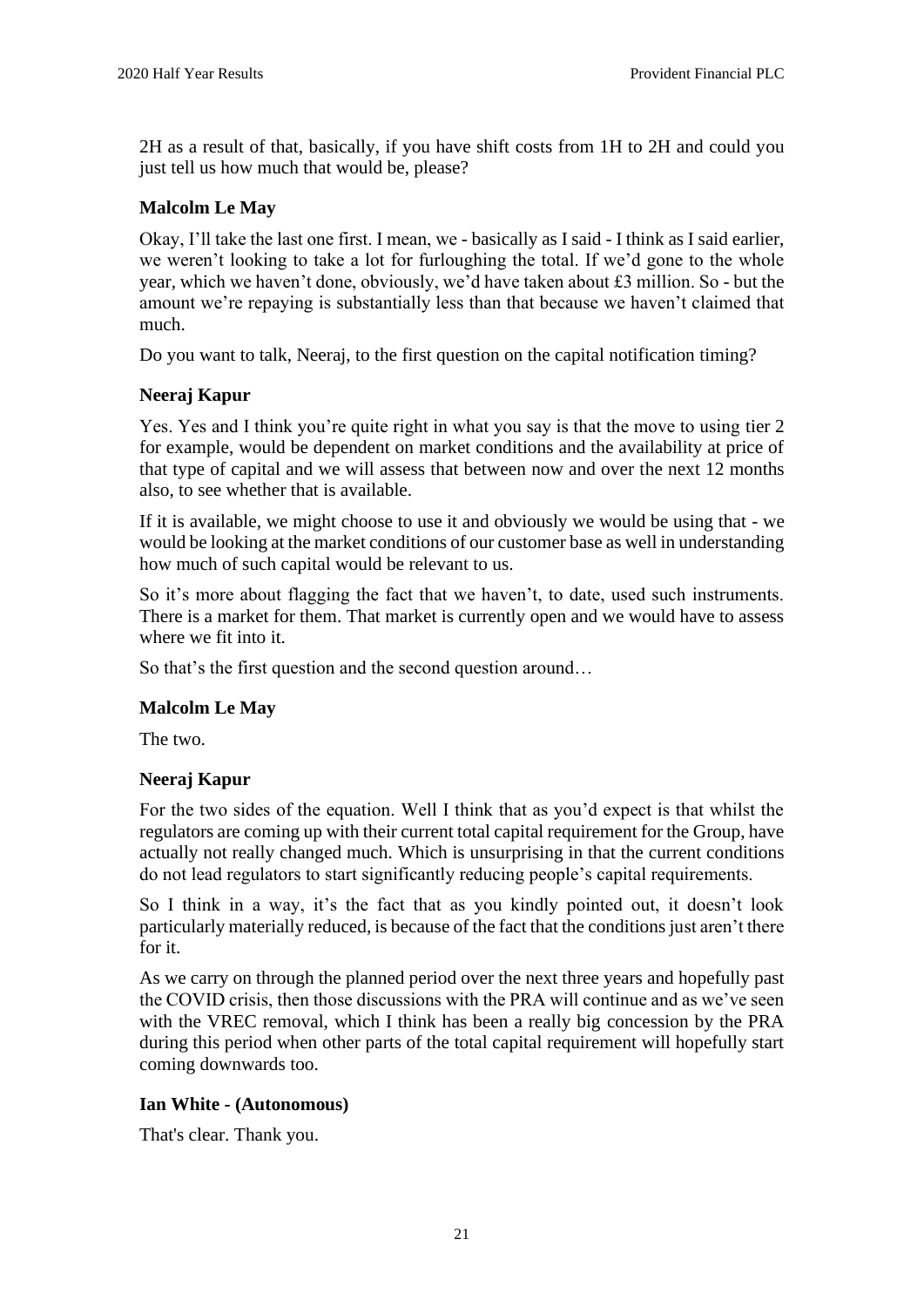2H as a result of that, basically, if you have shift costs from 1H to 2H and could you just tell us how much that would be, please?

**Malcolm Le May**

Okay, I'll take the last one first. I mean, we - basically as I said - I think as I said earlier, we weren't looking to take a lot for furloughing the total. If we'd gone to the whole year, which we haven't done, obviously, we'd have taken about £3 million. So - but the amount we're repaying is substantially less than that because we haven't claimed that much.

Do you want to talk, Neeraj, to the first question on the capital notification timing?

**Neeraj Kapur**

Yes. Yes and I think you're quite right in what you say is that the move to using tier 2 for example, would be dependent on market conditions and the availability at price of that type of capital and we will assess that between now and over the next 12 months also, to see whether that is available.

If it is available, we might choose to use it and obviously we would be using that - we would be looking at the market conditions of our customer base as well in understanding how much of such capital would be relevant to us.

So it's more about flagging the fact that we haven't, to date, used such instruments. There is a market for them. That market is currently open and we would have to assess where we fit into it.

So that's the first question and the second question around…

**Malcolm Le May**

The two.

**Neeraj Kapur**

For the two sides of the equation. Well I think that as you'd expect is that whilst the regulators are coming up with their current total capital requirement for the Group, have actually not really changed much. Which is unsurprising in that the current conditions do not lead regulators to start significantly reducing people's capital requirements.

So I think in a way, it's the fact that as you kindly pointed out, it doesn't look particularly materially reduced, is because of the fact that the conditions just aren't there for it.

As we carry on through the planned period over the next three years and hopefully past the COVID crisis, then those discussions with the PRA will continue and as we've seen with the VREC removal, which I think has been a really big concession by the PRA during this period when other parts of the total capital requirement will hopefully start coming downwards too.

**Ian White - (Autonomous)**

That's clear. Thank you.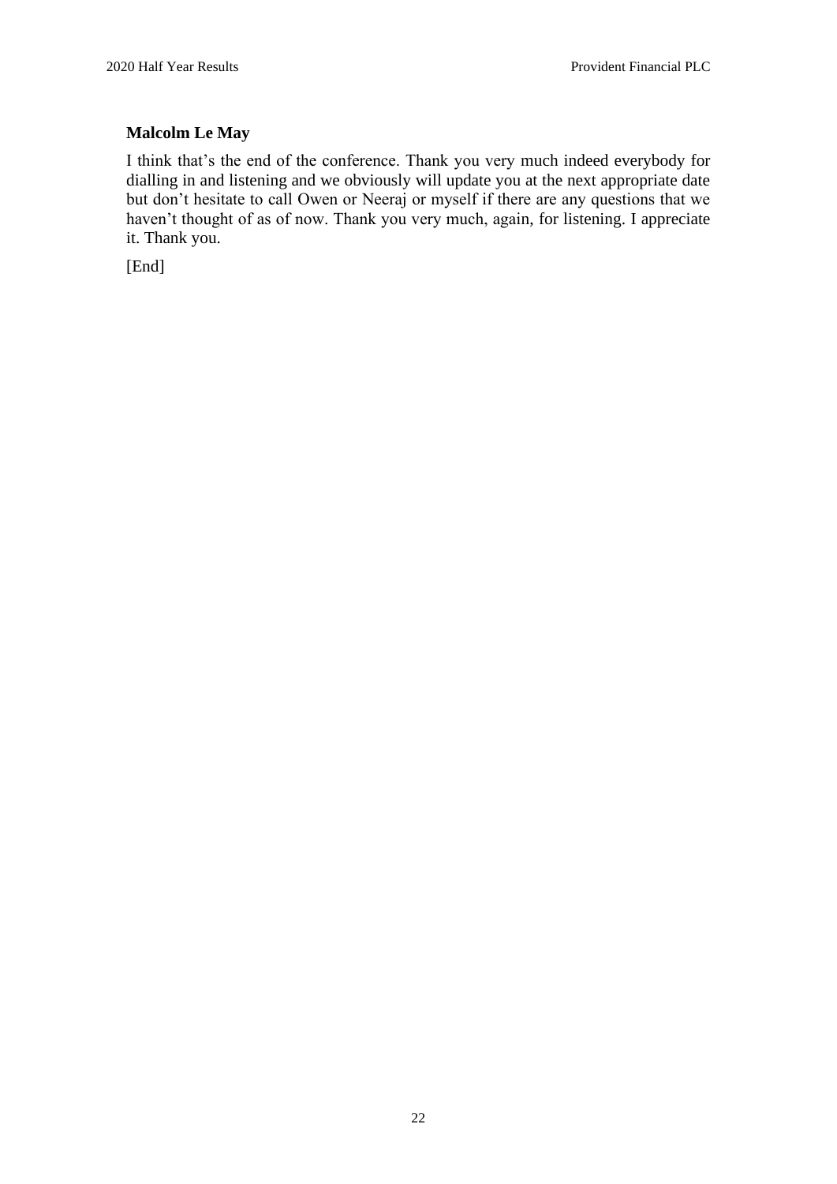**Malcolm Le May**

I think that's the end of the conference. Thank you very much indeed everybody for dialling in and listening and we obviously will update you at the next appropriate date but don't hesitate to call Owen or Neeraj or myself if there are any questions that we haven't thought of as of now. Thank you very much, again, for listening. I appreciate it. Thank you.

[End]